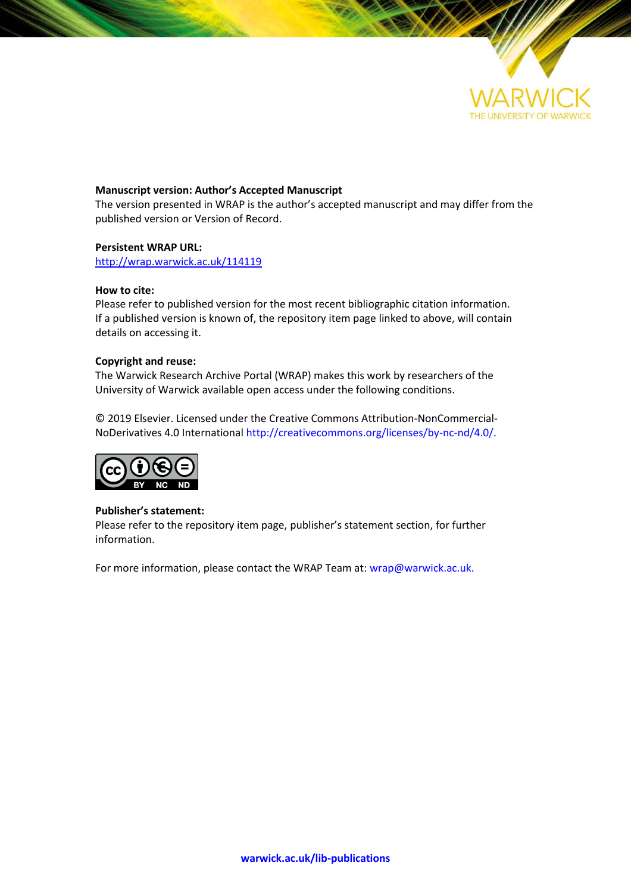**Manuscript version: Author's Accepted Manuscript**
The version presented in WRAP is the author's accepted manuscript and may differ from the published version or Version of Record.

**Persistent WRAP URL:**
http://wrap.warwick.ac.uk/114119

**How to cite:**
Please refer to published version for the most recent bibliographic citation information. If a published version is known of, the repository item page linked to above, will contain details on accessing it.

**Copyright and reuse:**
The Warwick Research Archive Portal (WRAP) makes this work by researchers of the University of Warwick available open access under the following conditions.

© 2019 Elsevier. Licensed under the Creative Commons Attribution-NonCommercial-NoDerivatives 4.0 International http://creativecommons.org/licenses/by-nc-nd/4.0/.

**Publisher's statement:**
Please refer to the repository item page, publisher's statement section, for further information.

For more information, please contact the WRAP Team at: wrap@warwick.ac.uk.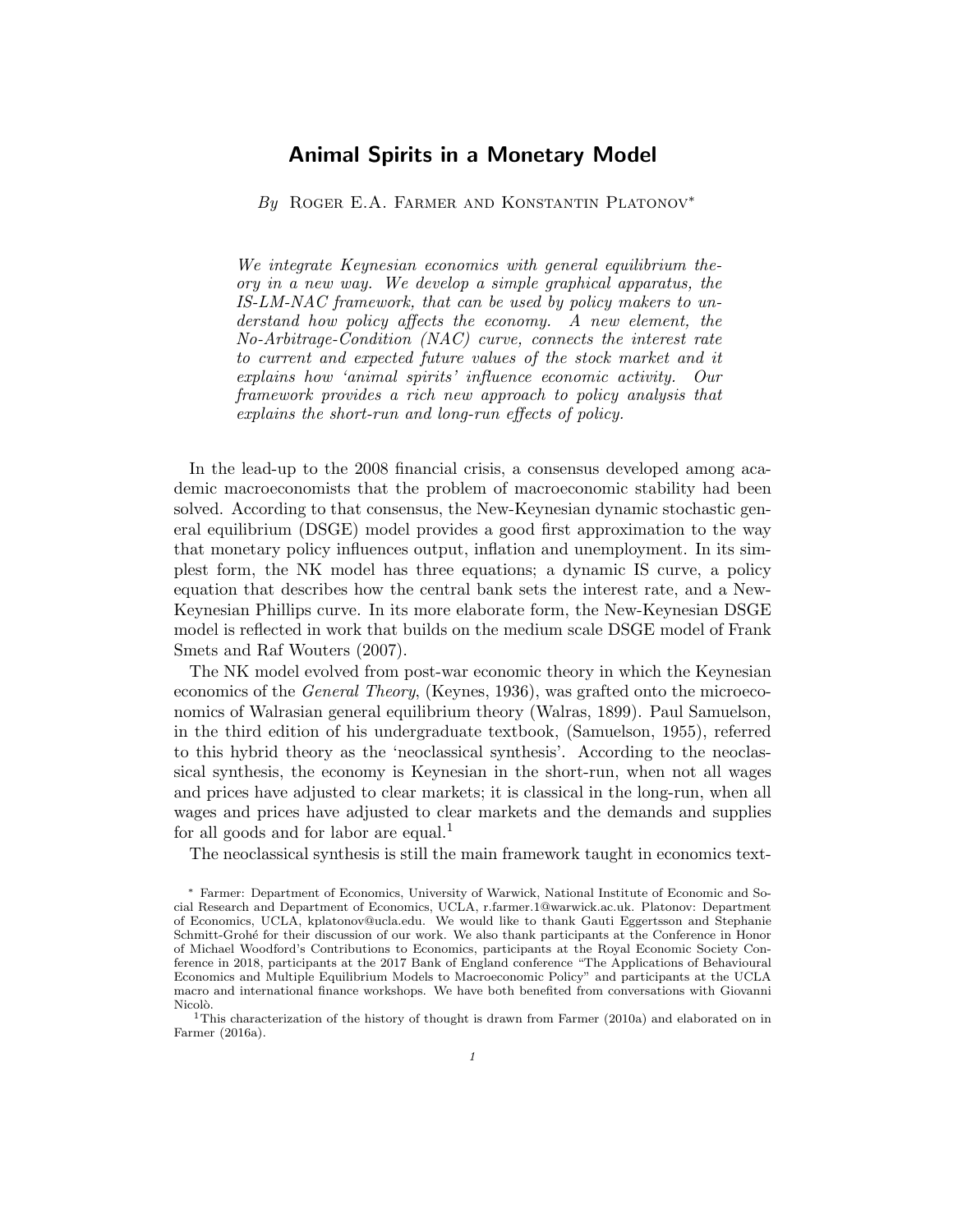# Animal Spirits in a Monetary Model

*By* Roger E.A. Farmer and Konstantin Platonov*

*We integrate Keynesian economics with general equilibrium theory in a new way. We develop a simple graphical apparatus, the IS-LM-NAC framework, that can be used by policy makers to understand how policy affects the economy. A new element, the No-Arbitrage-Condition (NAC) curve, connects the interest rate to current and expected future values of the stock market and it explains how 'animal spirits' influence economic activity. Our framework provides a rich new approach to policy analysis that explains the short-run and long-run effects of policy.*

In the lead-up to the 2008 financial crisis, a consensus developed among academic macroeconomists that the problem of macroeconomic stability had been solved. According to that consensus, the New-Keynesian dynamic stochastic general equilibrium (DSGE) model provides a good first approximation to the way that monetary policy influences output, inflation and unemployment. In its simplest form, the NK model has three equations; a dynamic IS curve, a policy equation that describes how the central bank sets the interest rate, and a New-Keynesian Phillips curve. In its more elaborate form, the New-Keynesian DSGE model is reflected in work that builds on the medium scale DSGE model of Frank Smets and Raf Wouters (2007).

The NK model evolved from post-war economic theory in which the Keynesian economics of the *General Theory*, (Keynes, 1936), was grafted onto the microeconomics of Walrasian general equilibrium theory (Walras, 1899). Paul Samuelson, in the third edition of his undergraduate textbook, (Samuelson, 1955), referred to this hybrid theory as the 'neoclassical synthesis'. According to the neoclassical synthesis, the economy is Keynesian in the short-run, when not all wages and prices have adjusted to clear markets; it is classical in the long-run, when all wages and prices have adjusted to clear markets and the demands and supplies for all goods and for labor are equal.[1]

The neoclassical synthesis is still the main framework taught in economics text-

* Farmer: Department of Economics, University of Warwick, National Institute of Economic and Social Research and Department of Economics, UCLA, r.farmer.1@warwick.ac.uk. Platonov: Department of Economics, UCLA, kplatonov@ucla.edu. We would like to thank Gauti Eggertsson and Stephanie Schmitt-Grohé for their discussion of our work. We also thank participants at the Conference in Honor of Michael Woodford's Contributions to Economics, participants at the Royal Economic Society Conference in 2018, participants at the 2017 Bank of England conference "The Applications of Behavioural Economics and Multiple Equilibrium Models to Macroeconomic Policy" and participants at the UCLA macro and international finance workshops. We have both benefited from conversations with Giovanni Nicolò.

[1] This characterization of the history of thought is drawn from Farmer (2010a) and elaborated on in Farmer (2016a).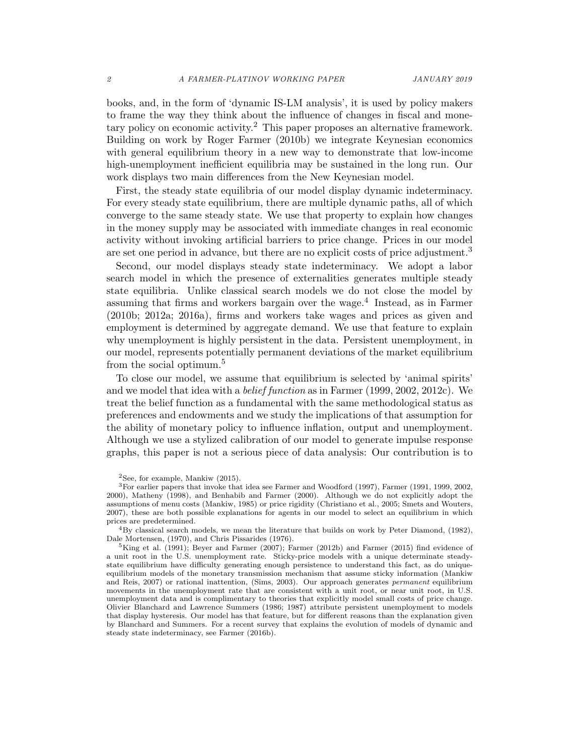books, and, in the form of 'dynamic IS-LM analysis', it is used by policy makers to frame the way they think about the influence of changes in fiscal and monetary policy on economic activity.[2] This paper proposes an alternative framework. Building on work by Roger Farmer (2010b) we integrate Keynesian economics with general equilibrium theory in a new way to demonstrate that low-income high-unemployment inefficient equilibria may be sustained in the long run. Our work displays two main differences from the New Keynesian model.

First, the steady state equilibria of our model display dynamic indeterminacy. For every steady state equilibrium, there are multiple dynamic paths, all of which converge to the same steady state. We use that property to explain how changes in the money supply may be associated with immediate changes in real economic activity without invoking artificial barriers to price change. Prices in our model are set one period in advance, but there are no explicit costs of price adjustment.[3]

Second, our model displays steady state indeterminacy. We adopt a labor search model in which the presence of externalities generates multiple steady state equilibria. Unlike classical search models we do not close the model by assuming that firms and workers bargain over the wage.[4] Instead, as in Farmer (2010b; 2012a; 2016a), firms and workers take wages and prices as given and employment is determined by aggregate demand. We use that feature to explain why unemployment is highly persistent in the data. Persistent unemployment, in our model, represents potentially permanent deviations of the market equilibrium from the social optimum.[5]

To close our model, we assume that equilibrium is selected by 'animal spirits' and we model that idea with a *belief function* as in Farmer (1999, 2002, 2012c). We treat the belief function as a fundamental with the same methodological status as preferences and endowments and we study the implications of that assumption for the ability of monetary policy to influence inflation, output and unemployment. Although we use a stylized calibration of our model to generate impulse response graphs, this paper is not a serious piece of data analysis: Our contribution is to

[2] See, for example, Mankiw (2015).

[3] For earlier papers that invoke that idea see Farmer and Woodford (1997), Farmer (1991, 1999, 2002, 2000), Matheny (1998), and Benhabib and Farmer (2000). Although we do not explicitly adopt the assumptions of menu costs (Mankiw, 1985) or price rigidity (Christiano et al., 2005; Smets and Wouters, 2007), these are both possible explanations for agents in our model to select an equilibrium in which prices are predetermined.

[4] By classical search models, we mean the literature that builds on work by Peter Diamond, (1982), Dale Mortensen, (1970), and Chris Pissarides (1976).

[5] King et al. (1991); Beyer and Farmer (2007); Farmer (2012b) and Farmer (2015) find evidence of a unit root in the U.S. unemployment rate. Sticky-price models with a unique determinate steady-state equilibrium have difficulty generating enough persistence to understand this fact, as do unique-equilibrium models of the monetary transmission mechanism that assume sticky information (Mankiw and Reis, 2007) or rational inattention, (Sims, 2003). Our approach generates *permanent* equilibrium movements in the unemployment rate that are consistent with a unit root, or near unit root, in U.S. unemployment data and is complimentary to theories that explicitly model small costs of price change. Olivier Blanchard and Lawrence Summers (1986; 1987) attribute persistent unemployment to models that display hysteresis. Our model has that feature, but for different reasons than the explanation given by Blanchard and Summers. For a recent survey that explains the evolution of models of dynamic and steady state indeterminacy, see Farmer (2016b).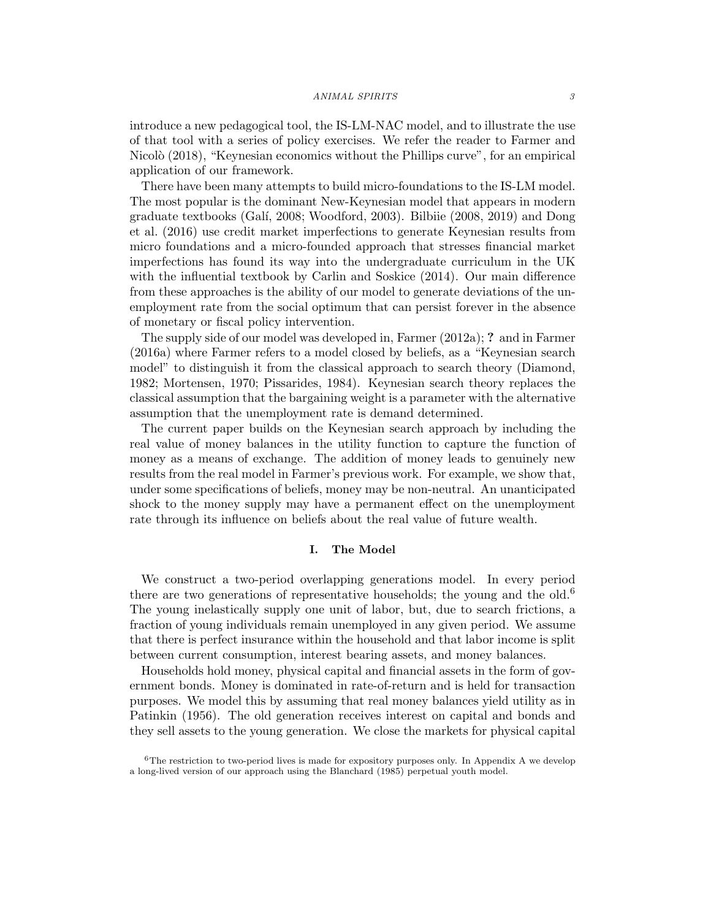introduce a new pedagogical tool, the IS-LM-NAC model, and to illustrate the use of that tool with a series of policy exercises. We refer the reader to Farmer and Nicolò (2018), "Keynesian economics without the Phillips curve", for an empirical application of our framework.

There have been many attempts to build micro-foundations to the IS-LM model. The most popular is the dominant New-Keynesian model that appears in modern graduate textbooks (Galí, 2008; Woodford, 2003). Bilbiie (2008, 2019) and Dong et al. (2016) use credit market imperfections to generate Keynesian results from micro foundations and a micro-founded approach that stresses financial market imperfections has found its way into the undergraduate curriculum in the UK with the influential textbook by Carlin and Soskice (2014). Our main difference from these approaches is the ability of our model to generate deviations of the unemployment rate from the social optimum that can persist forever in the absence of monetary or fiscal policy intervention.

The supply side of our model was developed in, Farmer (2012a); **?** and in Farmer (2016a) where Farmer refers to a model closed by beliefs, as a "Keynesian search model" to distinguish it from the classical approach to search theory (Diamond, 1982; Mortensen, 1970; Pissarides, 1984). Keynesian search theory replaces the classical assumption that the bargaining weight is a parameter with the alternative assumption that the unemployment rate is demand determined.

The current paper builds on the Keynesian search approach by including the real value of money balances in the utility function to capture the function of money as a means of exchange. The addition of money leads to genuinely new results from the real model in Farmer's previous work. For example, we show that, under some specifications of beliefs, money may be non-neutral. An unanticipated shock to the money supply may have a permanent effect on the unemployment rate through its influence on beliefs about the real value of future wealth.

## I. The Model

We construct a two-period overlapping generations model. In every period there are two generations of representative households; the young and the old.[6] The young inelastically supply one unit of labor, but, due to search frictions, a fraction of young individuals remain unemployed in any given period. We assume that there is perfect insurance within the household and that labor income is split between current consumption, interest bearing assets, and money balances.

Households hold money, physical capital and financial assets in the form of government bonds. Money is dominated in rate-of-return and is held for transaction purposes. We model this by assuming that real money balances yield utility as in Patinkin (1956). The old generation receives interest on capital and bonds and they sell assets to the young generation. We close the markets for physical capital

[6] The restriction to two-period lives is made for expository purposes only. In Appendix A we develop a long-lived version of our approach using the Blanchard (1985) perpetual youth model.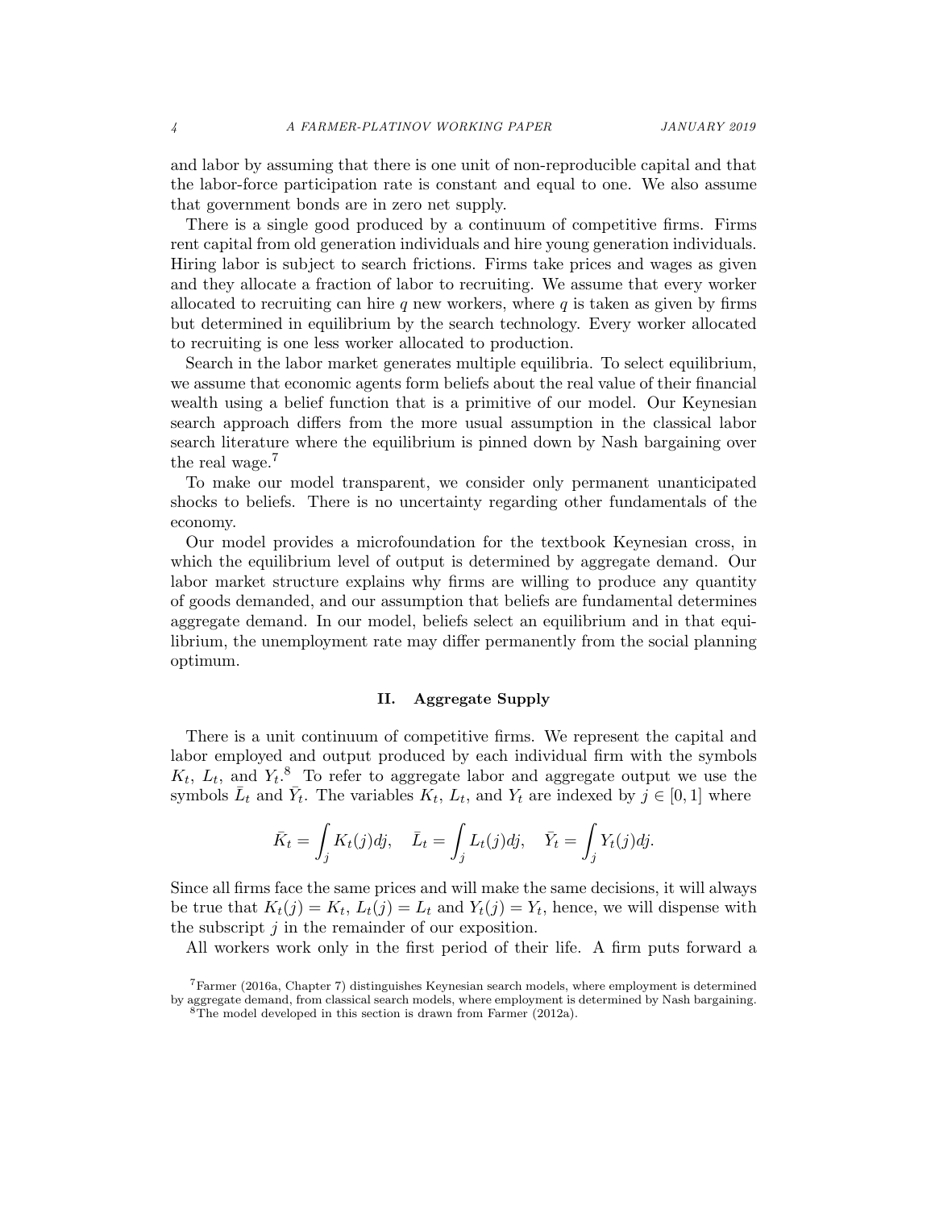and labor by assuming that there is one unit of non-reproducible capital and that the labor-force participation rate is constant and equal to one. We also assume that government bonds are in zero net supply.

There is a single good produced by a continuum of competitive firms. Firms rent capital from old generation individuals and hire young generation individuals. Hiring labor is subject to search frictions. Firms take prices and wages as given and they allocate a fraction of labor to recruiting. We assume that every worker allocated to recruiting can hire $q$ new workers, where $q$ is taken as given by firms but determined in equilibrium by the search technology. Every worker allocated to recruiting is one less worker allocated to production.

Search in the labor market generates multiple equilibria. To select equilibrium, we assume that economic agents form beliefs about the real value of their financial wealth using a belief function that is a primitive of our model. Our Keynesian search approach differs from the more usual assumption in the classical labor search literature where the equilibrium is pinned down by Nash bargaining over the real wage.[7]

To make our model transparent, we consider only permanent unanticipated shocks to beliefs. There is no uncertainty regarding other fundamentals of the economy.

Our model provides a microfoundation for the textbook Keynesian cross, in which the equilibrium level of output is determined by aggregate demand. Our labor market structure explains why firms are willing to produce any quantity of goods demanded, and our assumption that beliefs are fundamental determines aggregate demand. In our model, beliefs select an equilibrium and in that equilibrium, the unemployment rate may differ permanently from the social planning optimum.

## II. Aggregate Supply

There is a unit continuum of competitive firms. We represent the capital and labor employed and output produced by each individual firm with the symbols $K_t$, $L_t$, and $Y_t$.[8] To refer to aggregate labor and aggregate output we use the symbols $\bar{L}_t$ and $\bar{Y}_t$. The variables $K_t$, $L_t$, and $Y_t$ are indexed by $j \in [0, 1]$ where

$$\bar{K}_t = \int_j K_t(j)dj, \quad \bar{L}_t = \int_j L_t(j)dj, \quad \bar{Y}_t = \int_j Y_t(j)dj.$$

Since all firms face the same prices and will make the same decisions, it will always be true that $K_t(j) = K_t$, $L_t(j) = L_t$ and $Y_t(j) = Y_t$, hence, we will dispense with the subscript $j$ in the remainder of our exposition.

All workers work only in the first period of their life. A firm puts forward a

[7] Farmer (2016a, Chapter 7) distinguishes Keynesian search models, where employment is determined by aggregate demand, from classical search models, where employment is determined by Nash bargaining.

[8] The model developed in this section is drawn from Farmer (2012a).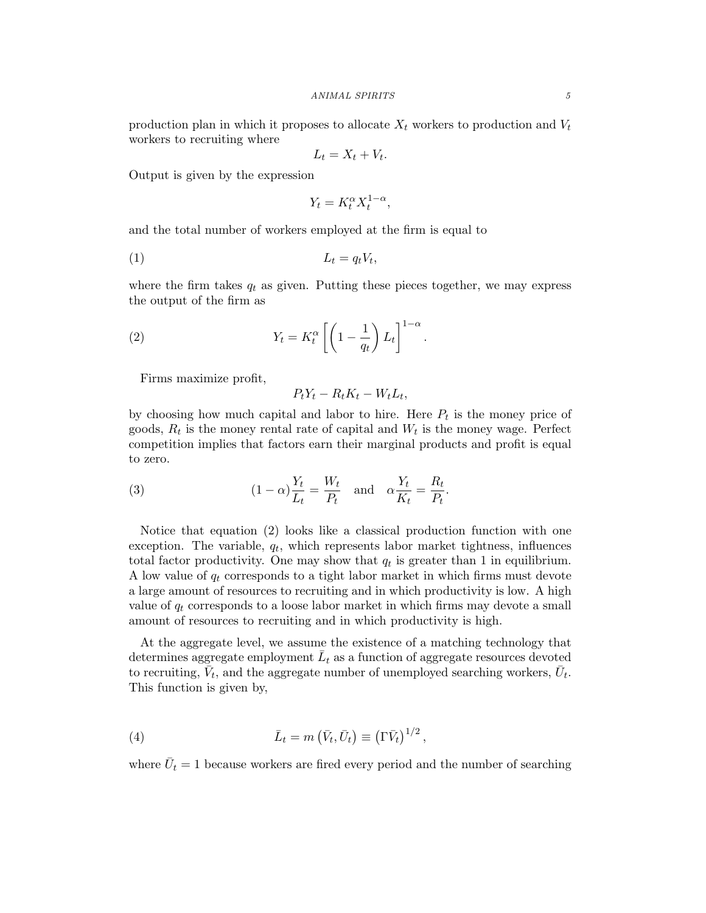production plan in which it proposes to allocate $X_t$ workers to production and $V_t$ workers to recruiting where

$$L_t = X_t + V_t.$$

Output is given by the expression

$$Y_t = K_t^{\alpha} X_t^{1-\alpha},$$

and the total number of workers employed at the firm is equal to

$$L_t = q_t V_t, \tag{1}$$

where the firm takes $q_t$ as given. Putting these pieces together, we may express the output of the firm as

$$Y_t = K_t^{\alpha} \left[ \left( 1 - \frac{1}{q_t} \right) L_t \right]^{1-\alpha}. \tag{2}$$

Firms maximize profit,

$$P_t Y_t - R_t K_t - W_t L_t,$$

by choosing how much capital and labor to hire. Here $P_t$ is the money price of goods, $R_t$ is the money rental rate of capital and $W_t$ is the money wage. Perfect competition implies that factors earn their marginal products and profit is equal to zero.

$$(1-\alpha)\frac{Y_t}{L_t} = \frac{W_t}{P_t} \quad \text{and} \quad \alpha \frac{Y_t}{K_t} = \frac{R_t}{P_t}. \tag{3}$$

Notice that equation (2) looks like a classical production function with one exception. The variable, $q_t$, which represents labor market tightness, influences total factor productivity. One may show that $q_t$ is greater than 1 in equilibrium. A low value of $q_t$ corresponds to a tight labor market in which firms must devote a large amount of resources to recruiting and in which productivity is low. A high value of $q_t$ corresponds to a loose labor market in which firms may devote a small amount of resources to recruiting and in which productivity is high.

At the aggregate level, we assume the existence of a matching technology that determines aggregate employment $\bar{L}_t$ as a function of aggregate resources devoted to recruiting, $\bar{V}_t$, and the aggregate number of unemployed searching workers, $\bar{U}_t$. This function is given by,

$$\bar{L}_t = m\left(\bar{V}_t, \bar{U}_t\right) \equiv \left(\Gamma \bar{V}_t\right)^{1/2}, \tag{4}$$

where $\bar{U}_t = 1$ because workers are fired every period and the number of searching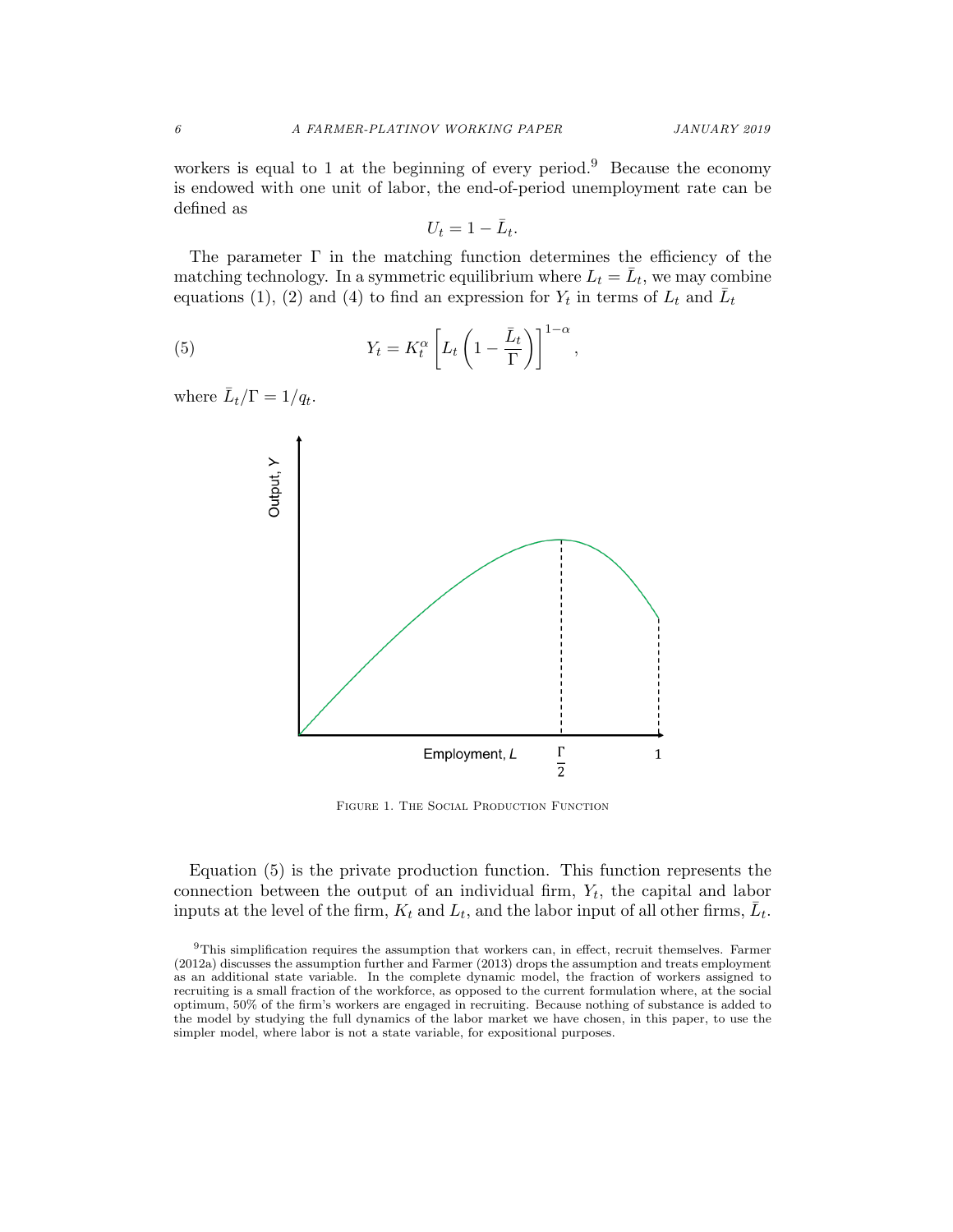workers is equal to 1 at the beginning of every period.[9] Because the economy is endowed with one unit of labor, the end-of-period unemployment rate can be defined as

$$U_t = 1 - \bar{L}_t.$$

The parameter $\Gamma$ in the matching function determines the efficiency of the matching technology. In a symmetric equilibrium where $L_t = \bar{L}_t$, we may combine equations (1), (2) and (4) to find an expression for $Y_t$ in terms of $L_t$ and $\bar{L}_t$

$$Y_t = K_t^{\alpha} \left[ L_t \left( 1 - \frac{\bar{L}_t}{\Gamma} \right) \right]^{1-\alpha}, \tag{5}$$

where $\bar{L}_t / \Gamma = 1/q_t$.

Figure 1. The Social Production Function

Equation (5) is the private production function. This function represents the connection between the output of an individual firm, $Y_t$, the capital and labor inputs at the level of the firm, $K_t$ and $L_t$, and the labor input of all other firms, $\bar{L}_t$.

[9] This simplification requires the assumption that workers can, in effect, recruit themselves. Farmer (2012a) discusses the assumption further and Farmer (2013) drops the assumption and treats employment as an additional state variable. In the complete dynamic model, the fraction of workers assigned to recruiting is a small fraction of the workforce, as opposed to the current formulation where, at the social optimum, 50% of the firm's workers are engaged in recruiting. Because nothing of substance is added to the model by studying the full dynamics of the labor market we have chosen, in this paper, to use the simpler model, where labor is not a state variable, for expositional purposes.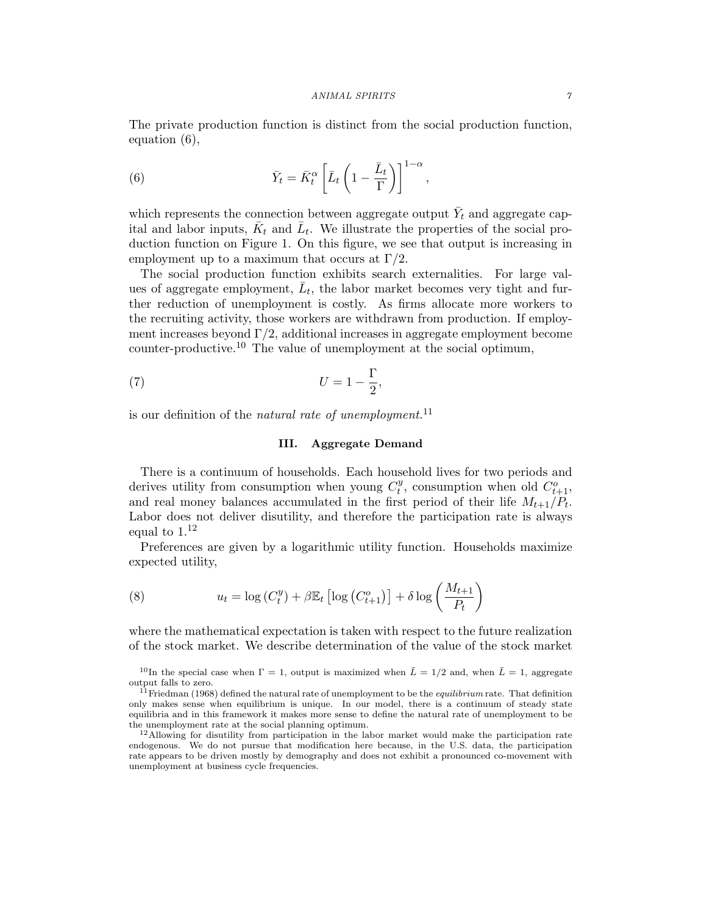The private production function is distinct from the social production function, equation (6),

$$\bar{Y}_t = \bar{K}_t^{\alpha} \left[ \bar{L}_t \left( 1 - \frac{\bar{L}_t}{\Gamma} \right) \right]^{1-\alpha}, \tag{6}$$

which represents the connection between aggregate output $\bar{Y}_t$ and aggregate capital and labor inputs, $\bar{K}_t$ and $\bar{L}_t$. We illustrate the properties of the social production function on Figure 1. On this figure, we see that output is increasing in employment up to a maximum that occurs at $\Gamma/2$.

The social production function exhibits search externalities. For large values of aggregate employment, $\bar{L}_t$, the labor market becomes very tight and further reduction of unemployment is costly. As firms allocate more workers to the recruiting activity, those workers are withdrawn from production. If employment increases beyond $\Gamma/2$, additional increases in aggregate employment become counter-productive.[10] The value of unemployment at the social optimum,

$$U = 1 - \frac{\Gamma}{2}, \tag{7}$$

is our definition of the *natural rate of unemployment*.[11]

## III. Aggregate Demand

There is a continuum of households. Each household lives for two periods and derives utility from consumption when young $C_t^y$, consumption when old $C_{t+1}^o$, and real money balances accumulated in the first period of their life $M_{t+1}/P_t$. Labor does not deliver disutility, and therefore the participation rate is always equal to 1.[12]

Preferences are given by a logarithmic utility function. Households maximize expected utility,

$$u_t = \log\left(C_t^y\right) + \beta \mathbb{E}_t \left[ \log\left(C_{t+1}^o\right) \right] + \delta \log\left( \frac{M_{t+1}}{P_t} \right) \tag{8}$$

where the mathematical expectation is taken with respect to the future realization of the stock market. We describe determination of the value of the stock market

[10] In the special case when $\Gamma = 1$, output is maximized when $\bar{L} = 1/2$ and, when $\bar{L} = 1$, aggregate output falls to zero.

[11] Friedman (1968) defined the natural rate of unemployment to be the *equilibrium* rate. That definition only makes sense when equilibrium is unique. In our model, there is a continuum of steady state equilibria and in this framework it makes more sense to define the natural rate of unemployment to be the unemployment rate at the social planning optimum.

[12] Allowing for disutility from participation in the labor market would make the participation rate endogenous. We do not pursue that modification here because, in the U.S. data, the participation rate appears to be driven mostly by demography and does not exhibit a pronounced co-movement with unemployment at business cycle frequencies.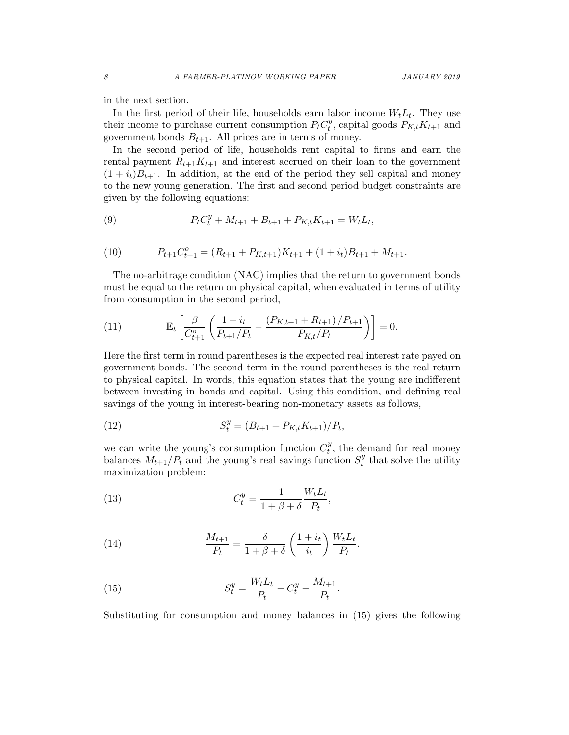in the next section.

In the first period of their life, households earn labor income $W_t L_t$. They use their income to purchase current consumption $P_t C_t^y$, capital goods $P_{K,t} K_{t+1}$ and government bonds $B_{t+1}$. All prices are in terms of money.

In the second period of life, households rent capital to firms and earn the rental payment $R_{t+1} K_{t+1}$ and interest accrued on their loan to the government $(1 + i_t) B_{t+1}$. In addition, at the end of the period they sell capital and money to the new young generation. The first and second period budget constraints are given by the following equations:

$$P_t C_t^y + M_{t+1} + B_{t+1} + P_{K,t} K_{t+1} = W_t L_t, \tag{9}$$

$$P_{t+1} C_{t+1}^o = (R_{t+1} + P_{K,t+1}) K_{t+1} + (1 + i_t) B_{t+1} + M_{t+1}. \tag{10}$$

The no-arbitrage condition (NAC) implies that the return to government bonds must be equal to the return on physical capital, when evaluated in terms of utility from consumption in the second period,

$$\mathbb{E}_t \left[ \frac{\beta}{C_{t+1}^o} \left( \frac{1 + i_t}{P_{t+1}/P_t} - \frac{(P_{K,t+1} + R_{t+1})/P_{t+1}}{P_{K,t}/P_t} \right) \right] = 0. \tag{11}$$

Here the first term in round parentheses is the expected real interest rate payed on government bonds. The second term in the round parentheses is the real return to physical capital. In words, this equation states that the young are indifferent between investing in bonds and capital. Using this condition, and defining real savings of the young in interest-bearing non-monetary assets as follows,

$$S_t^y = (B_{t+1} + P_{K,t} K_{t+1})/P_t, \tag{12}$$

we can write the young's consumption function $C_t^y$, the demand for real money balances $M_{t+1}/P_t$ and the young's real savings function $S_t^y$ that solve the utility maximization problem:

$$C_t^y = \frac{1}{1 + \beta + \delta} \frac{W_t L_t}{P_t}, \tag{13}$$

$$\frac{M_{t+1}}{P_t} = \frac{\delta}{1 + \beta + \delta} \left( \frac{1 + i_t}{i_t} \right) \frac{W_t L_t}{P_t}. \tag{14}$$

$$S_t^y = \frac{W_t L_t}{P_t} - C_t^y - \frac{M_{t+1}}{P_t}. \tag{15}$$

Substituting for consumption and money balances in (15) gives the following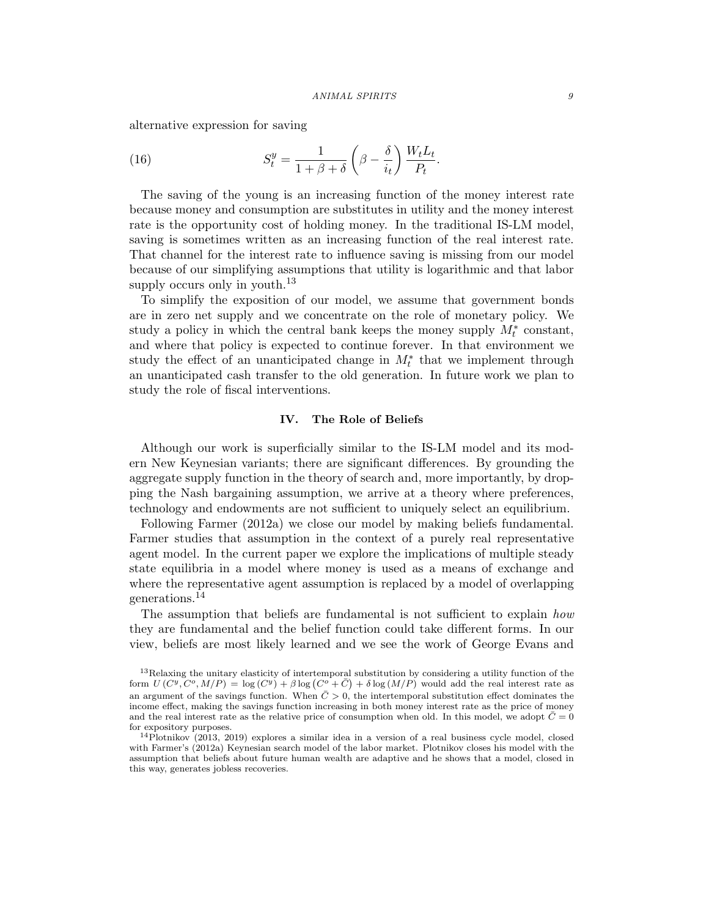alternative expression for saving

$$S_t^y = \frac{1}{1+\beta+\delta}\left(\beta - \frac{\delta}{i_t}\right)\frac{W_t L_t}{P_t}. \tag{16}$$

The saving of the young is an increasing function of the money interest rate because money and consumption are substitutes in utility and the money interest rate is the opportunity cost of holding money. In the traditional IS-LM model, saving is sometimes written as an increasing function of the real interest rate. That channel for the interest rate to influence saving is missing from our model because of our simplifying assumptions that utility is logarithmic and that labor supply occurs only in youth.[13]

To simplify the exposition of our model, we assume that government bonds are in zero net supply and we concentrate on the role of monetary policy. We study a policy in which the central bank keeps the money supply $M_t^*$ constant, and where that policy is expected to continue forever. In that environment we study the effect of an unanticipated change in $M_t^*$ that we implement through an unanticipated cash transfer to the old generation. In future work we plan to study the role of fiscal interventions.

## IV. The Role of Beliefs

Although our work is superficially similar to the IS-LM model and its modern New Keynesian variants; there are significant differences. By grounding the aggregate supply function in the theory of search and, more importantly, by dropping the Nash bargaining assumption, we arrive at a theory where preferences, technology and endowments are not sufficient to uniquely select an equilibrium.

Following Farmer (2012a) we close our model by making beliefs fundamental. Farmer studies that assumption in the context of a purely real representative agent model. In the current paper we explore the implications of multiple steady state equilibria in a model where money is used as a means of exchange and where the representative agent assumption is replaced by a model of overlapping generations.[14]

The assumption that beliefs are fundamental is not sufficient to explain *how* they are fundamental and the belief function could take different forms. In our view, beliefs are most likely learned and we see the work of George Evans and

[13] Relaxing the unitary elasticity of intertemporal substitution by considering a utility function of the form $U(C^y, C^o, M/P) = \log(C^y) + \beta \log(C^o + \bar{C}) + \delta \log(M/P)$ would add the real interest rate as an argument of the savings function. When $\bar{C} > 0$, the intertemporal substitution effect dominates the income effect, making the savings function increasing in both money interest rate as the price of money and the real interest rate as the relative price of consumption when old. In this model, we adopt $\bar{C} = 0$ for expository purposes.

[14] Plotnikov (2013, 2019) explores a similar idea in a version of a real business cycle model, closed with Farmer's (2012a) Keynesian search model of the labor market. Plotnikov closes his model with the assumption that beliefs about future human wealth are adaptive and he shows that a model, closed in this way, generates jobless recoveries.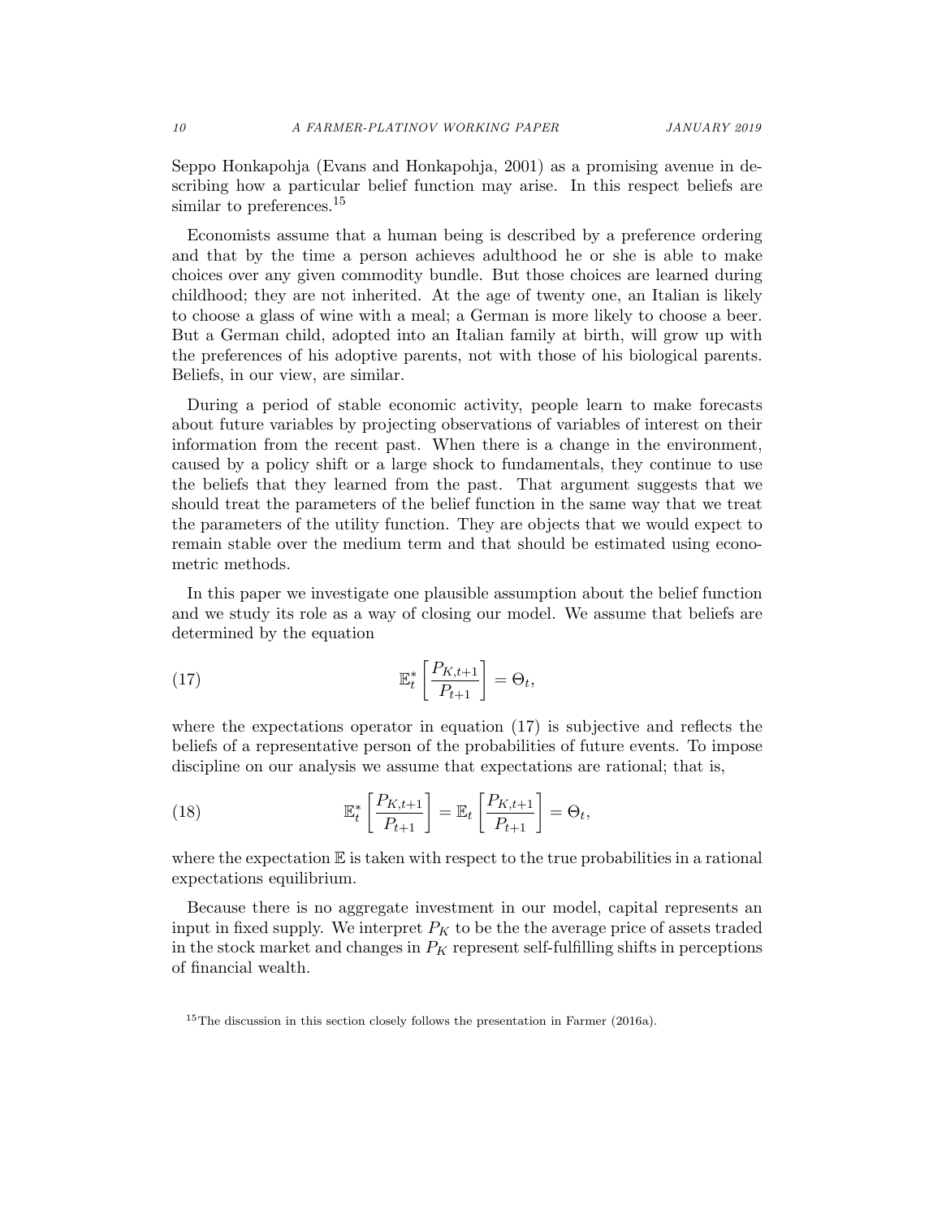Seppo Honkapohja (Evans and Honkapohja, 2001) as a promising avenue in describing how a particular belief function may arise. In this respect beliefs are similar to preferences.[15]

Economists assume that a human being is described by a preference ordering and that by the time a person achieves adulthood he or she is able to make choices over any given commodity bundle. But those choices are learned during childhood; they are not inherited. At the age of twenty one, an Italian is likely to choose a glass of wine with a meal; a German is more likely to choose a beer. But a German child, adopted into an Italian family at birth, will grow up with the preferences of his adoptive parents, not with those of his biological parents. Beliefs, in our view, are similar.

During a period of stable economic activity, people learn to make forecasts about future variables by projecting observations of variables of interest on their information from the recent past. When there is a change in the environment, caused by a policy shift or a large shock to fundamentals, they continue to use the beliefs that they learned from the past. That argument suggests that we should treat the parameters of the belief function in the same way that we treat the parameters of the utility function. They are objects that we would expect to remain stable over the medium term and that should be estimated using econometric methods.

In this paper we investigate one plausible assumption about the belief function and we study its role as a way of closing our model. We assume that beliefs are determined by the equation

$$\mathbb{E}_t^* \left[ \frac{P_{K,t+1}}{P_{t+1}} \right] = \Theta_t, \tag{17}$$

where the expectations operator in equation (17) is subjective and reflects the beliefs of a representative person of the probabilities of future events. To impose discipline on our analysis we assume that expectations are rational; that is,

$$\mathbb{E}_t^* \left[ \frac{P_{K,t+1}}{P_{t+1}} \right] = \mathbb{E}_t \left[ \frac{P_{K,t+1}}{P_{t+1}} \right] = \Theta_t, \tag{18}$$

where the expectation $\mathbb{E}$ is taken with respect to the true probabilities in a rational expectations equilibrium.

Because there is no aggregate investment in our model, capital represents an input in fixed supply. We interpret $P_K$ to be the the average price of assets traded in the stock market and changes in $P_K$ represent self-fulfilling shifts in perceptions of financial wealth.

[15] The discussion in this section closely follows the presentation in Farmer (2016a).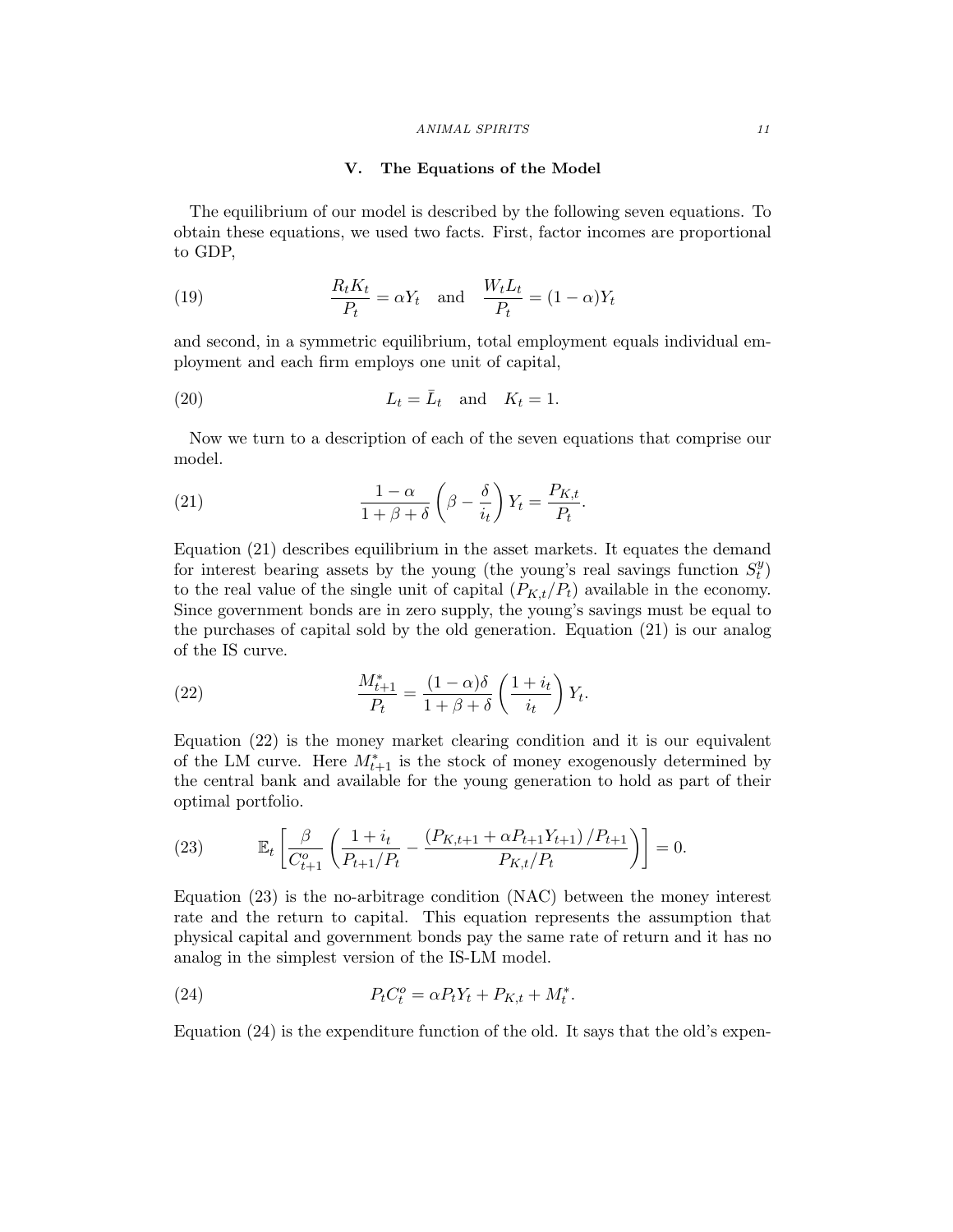## V. The Equations of the Model

The equilibrium of our model is described by the following seven equations. To obtain these equations, we used two facts. First, factor incomes are proportional to GDP,

$$\frac{R_t K_t}{P_t} = \alpha Y_t \quad \text{and} \quad \frac{W_t L_t}{P_t} = (1-\alpha) Y_t \tag{19}$$

and second, in a symmetric equilibrium, total employment equals individual employment and each firm employs one unit of capital,

$$L_t = \bar{L}_t \quad \text{and} \quad K_t = 1. \tag{20}$$

Now we turn to a description of each of the seven equations that comprise our model.

$$\frac{1-\alpha}{1+\beta+\delta}\left(\beta - \frac{\delta}{i_t}\right) Y_t = \frac{P_{K,t}}{P_t}. \tag{21}$$

Equation (21) describes equilibrium in the asset markets. It equates the demand for interest bearing assets by the young (the young's real savings function $S_t^y$) to the real value of the single unit of capital ($P_{K,t}/P_t$) available in the economy. Since government bonds are in zero supply, the young's savings must be equal to the purchases of capital sold by the old generation. Equation (21) is our analog of the IS curve.

$$\frac{M_{t+1}^*}{P_t} = \frac{(1-\alpha)\delta}{1+\beta+\delta}\left(\frac{1+i_t}{i_t}\right) Y_t. \tag{22}$$

Equation (22) is the money market clearing condition and it is our equivalent of the LM curve. Here $M_{t+1}^*$ is the stock of money exogenously determined by the central bank and available for the young generation to hold as part of their optimal portfolio.

$$\mathbb{E}_t\left[\frac{\beta}{C_{t+1}^o}\left(\frac{1+i_t}{P_{t+1}/P_t} - \frac{\left(P_{K,t+1} + \alpha P_{t+1} Y_{t+1}\right)/P_{t+1}}{P_{K,t}/P_t}\right)\right] = 0. \tag{23}$$

Equation (23) is the no-arbitrage condition (NAC) between the money interest rate and the return to capital. This equation represents the assumption that physical capital and government bonds pay the same rate of return and it has no analog in the simplest version of the IS-LM model.

$$P_t C_t^o = \alpha P_t Y_t + P_{K,t} + M_t^*. \tag{24}$$

Equation (24) is the expenditure function of the old. It says that the old's expen-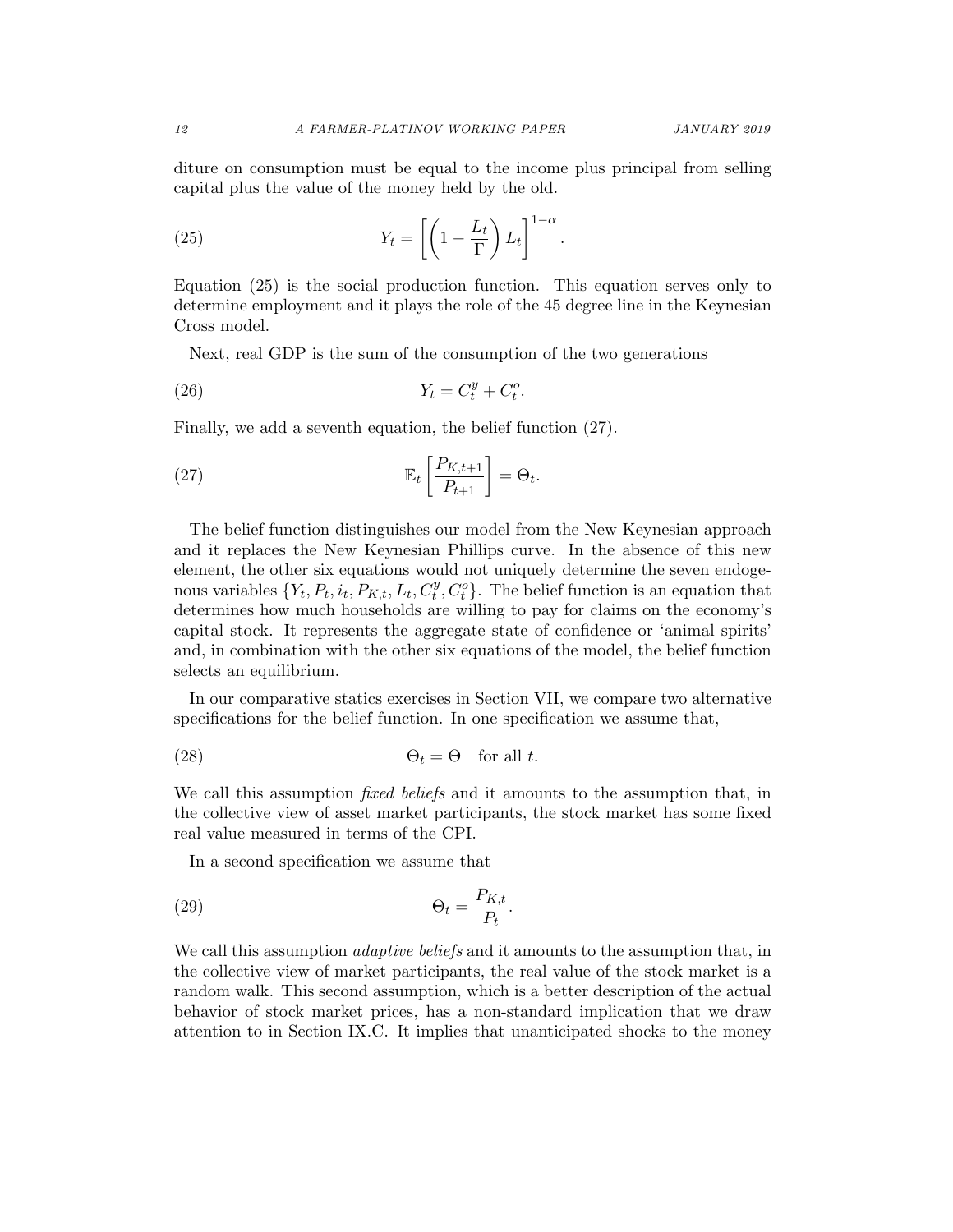diture on consumption must be equal to the income plus principal from selling capital plus the value of the money held by the old.

$$Y_t = \left[ \left( 1 - \frac{L_t}{\Gamma} \right) L_t \right]^{1-\alpha}. \tag{25}$$

Equation (25) is the social production function. This equation serves only to determine employment and it plays the role of the 45 degree line in the Keynesian Cross model.

Next, real GDP is the sum of the consumption of the two generations

$$Y_t = C_t^y + C_t^o. \tag{26}$$

Finally, we add a seventh equation, the belief function (27).

$$\mathbb{E}_t \left[ \frac{P_{K,t+1}}{P_{t+1}} \right] = \Theta_t. \tag{27}$$

The belief function distinguishes our model from the New Keynesian approach and it replaces the New Keynesian Phillips curve. In the absence of this new element, the other six equations would not uniquely determine the seven endogenous variables $\{Y_t, P_t, i_t, P_{K,t}, L_t, C_t^y, C_t^o\}$. The belief function is an equation that determines how much households are willing to pay for claims on the economy's capital stock. It represents the aggregate state of confidence or 'animal spirits' and, in combination with the other six equations of the model, the belief function selects an equilibrium.

In our comparative statics exercises in Section VII, we compare two alternative specifications for the belief function. In one specification we assume that,

$$\Theta_t = \Theta \quad \text{for all } t. \tag{28}$$

We call this assumption *fixed beliefs* and it amounts to the assumption that, in the collective view of asset market participants, the stock market has some fixed real value measured in terms of the CPI.

In a second specification we assume that

$$\Theta_t = \frac{P_{K,t}}{P_t}. \tag{29}$$

We call this assumption *adaptive beliefs* and it amounts to the assumption that, in the collective view of market participants, the real value of the stock market is a random walk. This second assumption, which is a better description of the actual behavior of stock market prices, has a non-standard implication that we draw attention to in Section IX.C. It implies that unanticipated shocks to the money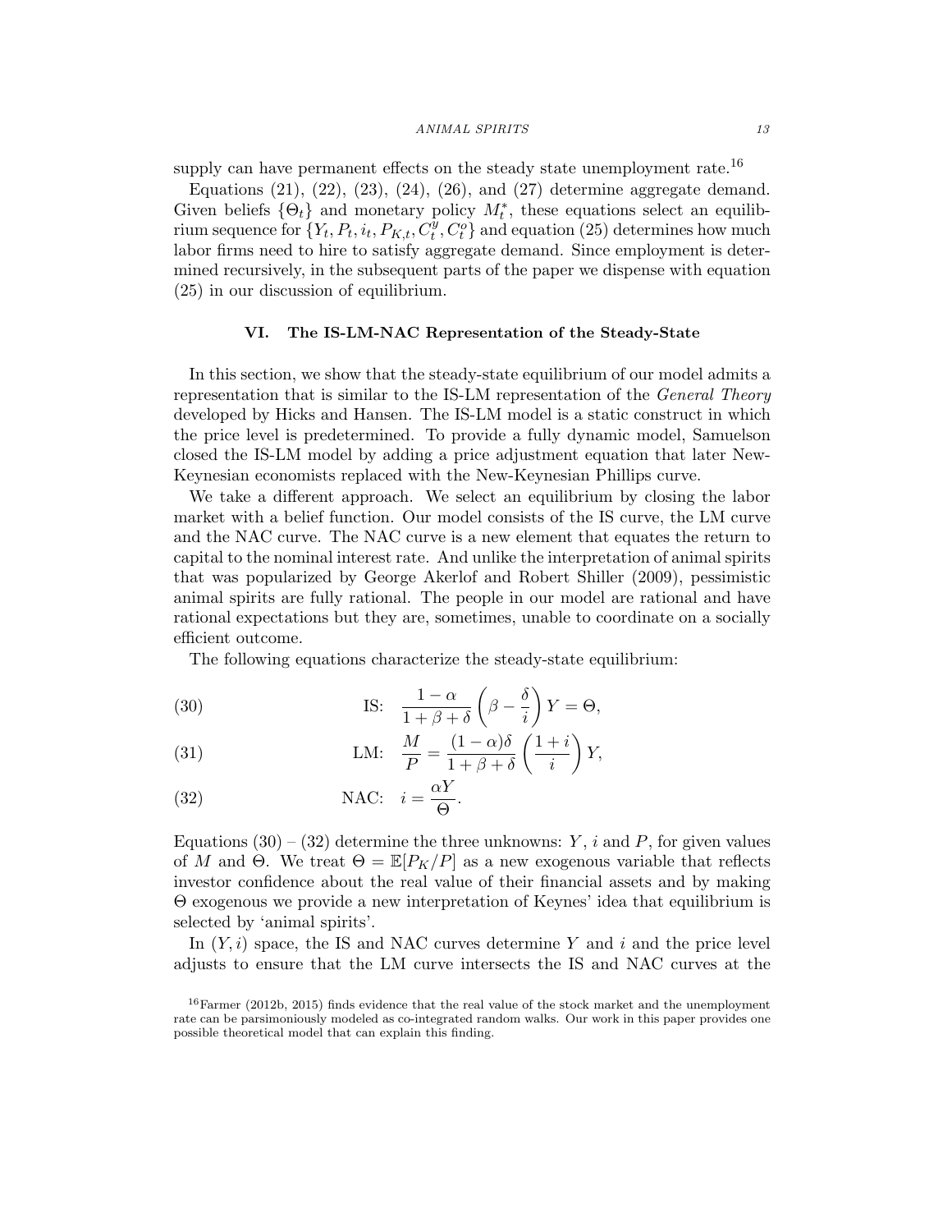supply can have permanent effects on the steady state unemployment rate.[16]

Equations (21), (22), (23), (24), (26), and (27) determine aggregate demand. Given beliefs $\{\Theta_t\}$ and monetary policy $M_t^*$, these equations select an equilibrium sequence for $\{Y_t, P_t, i_t, P_{K,t}, C_t^y, C_t^o\}$ and equation (25) determines how much labor firms need to hire to satisfy aggregate demand. Since employment is determined recursively, in the subsequent parts of the paper we dispense with equation (25) in our discussion of equilibrium.

## VI. The IS-LM-NAC Representation of the Steady-State

In this section, we show that the steady-state equilibrium of our model admits a representation that is similar to the IS-LM representation of the *General Theory* developed by Hicks and Hansen. The IS-LM model is a static construct in which the price level is predetermined. To provide a fully dynamic model, Samuelson closed the IS-LM model by adding a price adjustment equation that later New-Keynesian economists replaced with the New-Keynesian Phillips curve.

We take a different approach. We select an equilibrium by closing the labor market with a belief function. Our model consists of the IS curve, the LM curve and the NAC curve. The NAC curve is a new element that equates the return to capital to the nominal interest rate. And unlike the interpretation of animal spirits that was popularized by George Akerlof and Robert Shiller (2009), pessimistic animal spirits are fully rational. The people in our model are rational and have rational expectations but they are, sometimes, unable to coordinate on a socially efficient outcome.

The following equations characterize the steady-state equilibrium:

$$\text{IS:} \quad \frac{1-\alpha}{1+\beta+\delta}\left(\beta - \frac{\delta}{i}\right) Y = \Theta, \tag{30}$$

$$\text{LM:} \quad \frac{M}{P} = \frac{(1-\alpha)\delta}{1+\beta+\delta}\left(\frac{1+i}{i}\right) Y, \tag{31}$$

$$\text{NAC:} \quad i = \frac{\alpha Y}{\Theta}. \tag{32}$$

Equations (30) – (32) determine the three unknowns: $Y$, $i$ and $P$, for given values of $M$ and $\Theta$. We treat $\Theta = \mathbb{E}[P_K/P]$ as a new exogenous variable that reflects investor confidence about the real value of their financial assets and by making $\Theta$ exogenous we provide a new interpretation of Keynes' idea that equilibrium is selected by 'animal spirits'.

In $(Y, i)$ space, the IS and NAC curves determine $Y$ and $i$ and the price level adjusts to ensure that the LM curve intersects the IS and NAC curves at the

[16] Farmer (2012b, 2015) finds evidence that the real value of the stock market and the unemployment rate can be parsimoniously modeled as co-integrated random walks. Our work in this paper provides one possible theoretical model that can explain this finding.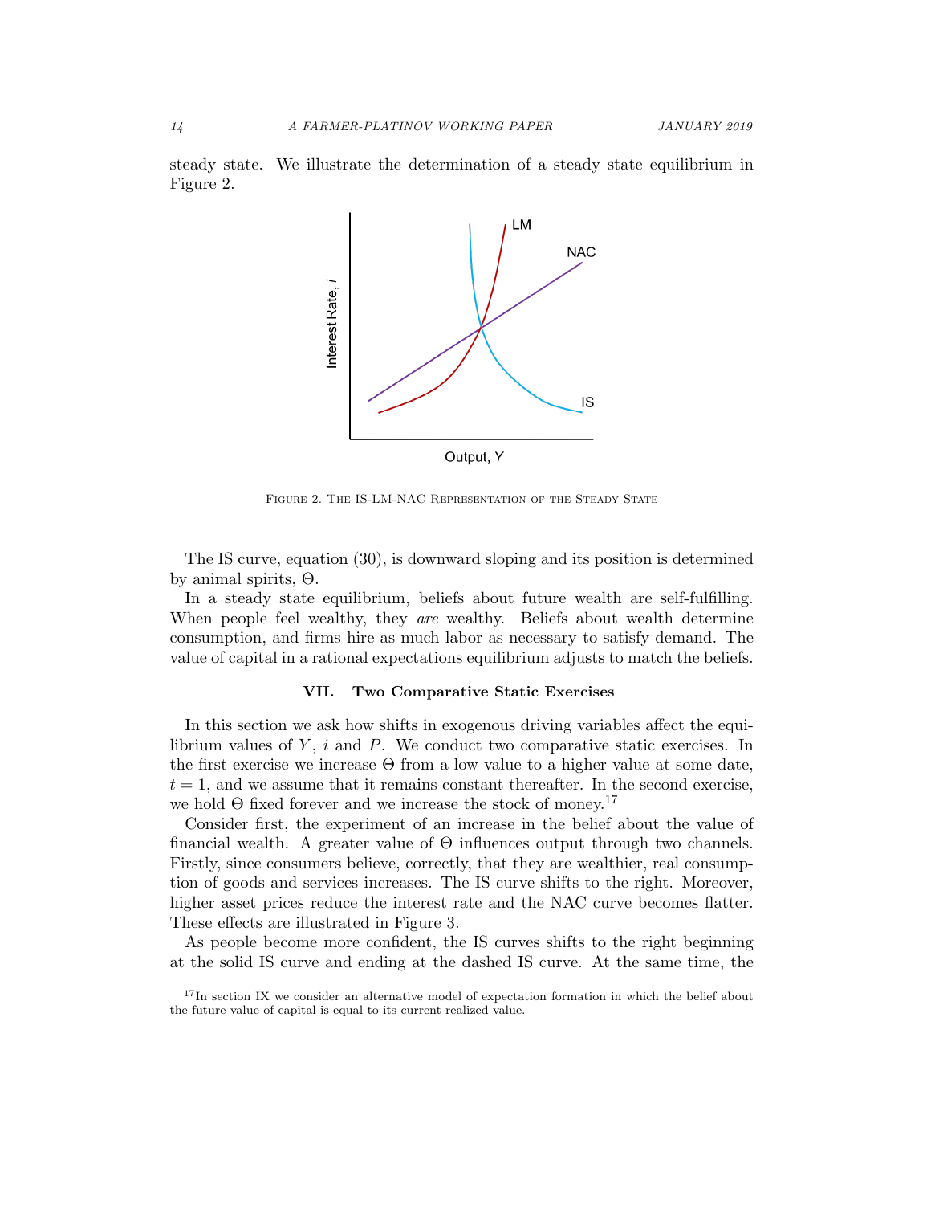steady state. We illustrate the determination of a steady state equilibrium in Figure 2.

Figure 2. The IS-LM-NAC Representation of the Steady State

The IS curve, equation (30), is downward sloping and its position is determined by animal spirits, $\Theta$.

In a steady state equilibrium, beliefs about future wealth are self-fulfilling. When people feel wealthy, they *are* wealthy. Beliefs about wealth determine consumption, and firms hire as much labor as necessary to satisfy demand. The value of capital in a rational expectations equilibrium adjusts to match the beliefs.

## VII. Two Comparative Static Exercises

In this section we ask how shifts in exogenous driving variables affect the equilibrium values of $Y$, $i$ and $P$. We conduct two comparative static exercises. In the first exercise we increase $\Theta$ from a low value to a higher value at some date, $t = 1$, and we assume that it remains constant thereafter. In the second exercise, we hold $\Theta$ fixed forever and we increase the stock of money.[17]

Consider first, the experiment of an increase in the belief about the value of financial wealth. A greater value of $\Theta$ influences output through two channels. Firstly, since consumers believe, correctly, that they are wealthier, real consumption of goods and services increases. The IS curve shifts to the right. Moreover, higher asset prices reduce the interest rate and the NAC curve becomes flatter. These effects are illustrated in Figure 3.

As people become more confident, the IS curves shifts to the right beginning at the solid IS curve and ending at the dashed IS curve. At the same time, the

[17] In section IX we consider an alternative model of expectation formation in which the belief about the future value of capital is equal to its current realized value.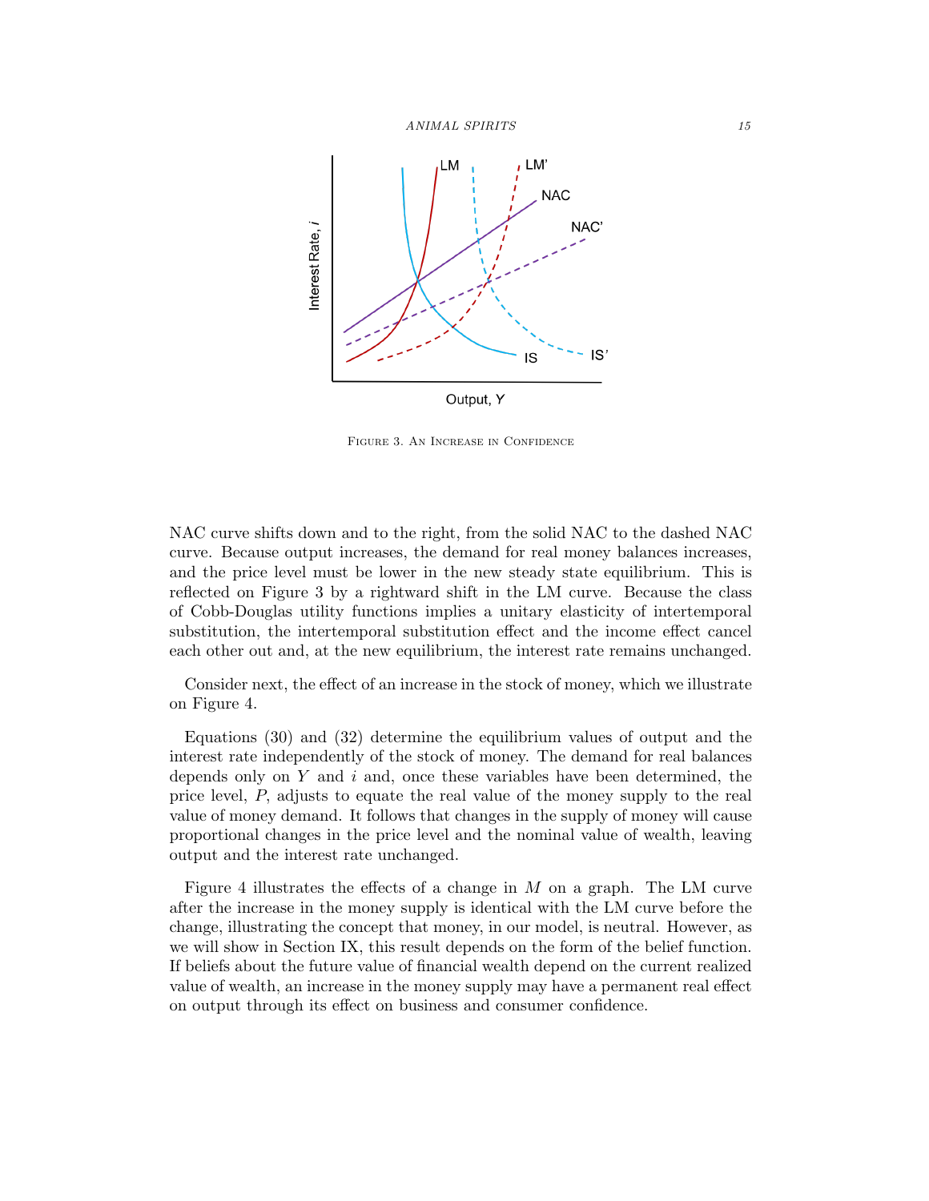Figure 3. An Increase in Confidence

NAC curve shifts down and to the right, from the solid NAC to the dashed NAC curve. Because output increases, the demand for real money balances increases, and the price level must be lower in the new steady state equilibrium. This is reflected on Figure 3 by a rightward shift in the LM curve. Because the class of Cobb-Douglas utility functions implies a unitary elasticity of intertemporal substitution, the intertemporal substitution effect and the income effect cancel each other out and, at the new equilibrium, the interest rate remains unchanged.

Consider next, the effect of an increase in the stock of money, which we illustrate on Figure 4.

Equations (30) and (32) determine the equilibrium values of output and the interest rate independently of the stock of money. The demand for real balances depends only on $Y$ and $i$ and, once these variables have been determined, the price level, $P$, adjusts to equate the real value of the money supply to the real value of money demand. It follows that changes in the supply of money will cause proportional changes in the price level and the nominal value of wealth, leaving output and the interest rate unchanged.

Figure 4 illustrates the effects of a change in $M$ on a graph. The LM curve after the increase in the money supply is identical with the LM curve before the change, illustrating the concept that money, in our model, is neutral. However, as we will show in Section IX, this result depends on the form of the belief function. If beliefs about the future value of financial wealth depend on the current realized value of wealth, an increase in the money supply may have a permanent real effect on output through its effect on business and consumer confidence.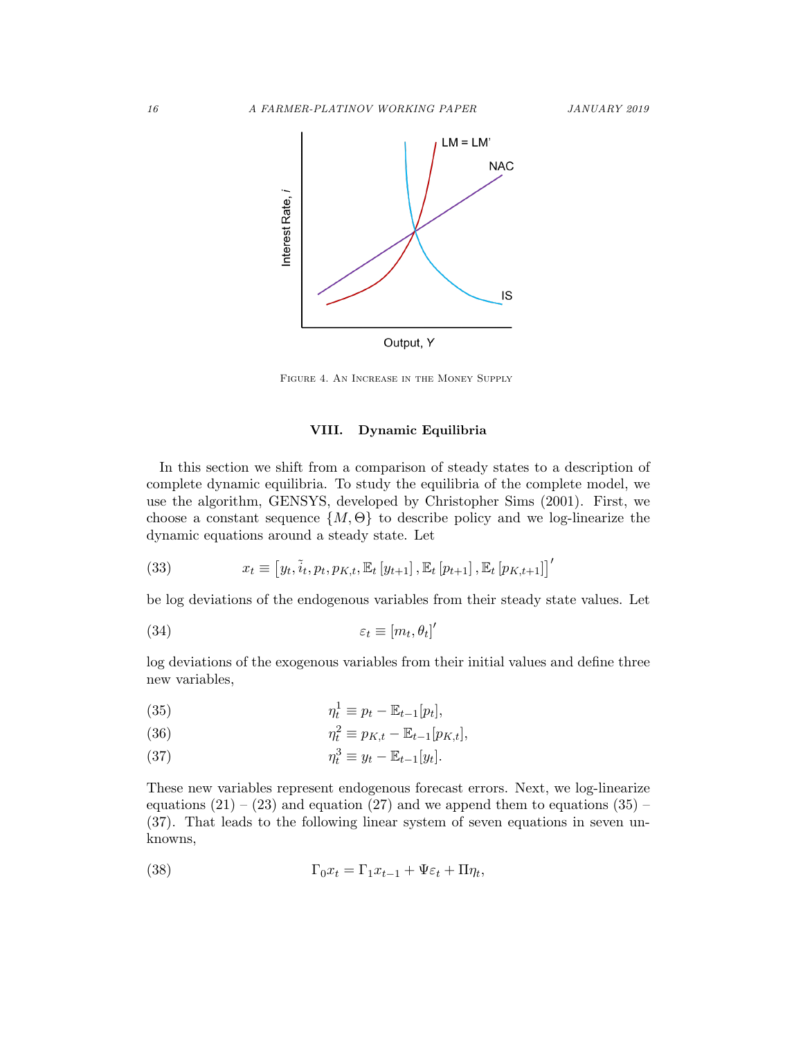Figure 4. An Increase in the Money Supply

## VIII. Dynamic Equilibria

In this section we shift from a comparison of steady states to a description of complete dynamic equilibria. To study the equilibria of the complete model, we use the algorithm, GENSYS, developed by Christopher Sims (2001). First, we choose a constant sequence $\{M, \Theta\}$ to describe policy and we log-linearize the dynamic equations around a steady state. Let

$$x_t \equiv \left[y_t, \tilde{i}_t, p_t, p_{K,t}, \mathbb{E}_t\left[y_{t+1}\right], \mathbb{E}_t\left[p_{t+1}\right], \mathbb{E}_t\left[p_{K,t+1}\right]\right]' \tag{33}$$

be log deviations of the endogenous variables from their steady state values. Let

$$\varepsilon_t \equiv \left[m_t, \theta_t\right]' \tag{34}$$

log deviations of the exogenous variables from their initial values and define three new variables,

$$\eta_t^1 \equiv p_t - \mathbb{E}_{t-1}[p_t], \tag{35}$$

$$\eta_t^2 \equiv p_{K,t} - \mathbb{E}_{t-1}[p_{K,t}], \tag{36}$$

$$\eta_t^3 \equiv y_t - \mathbb{E}_{t-1}[y_t]. \tag{37}$$

These new variables represent endogenous forecast errors. Next, we log-linearize equations (21) – (23) and equation (27) and we append them to equations (35) – (37). That leads to the following linear system of seven equations in seven unknowns,

$$\Gamma_0 x_t = \Gamma_1 x_{t-1} + \Psi \varepsilon_t + \Pi \eta_t, \tag{38}$$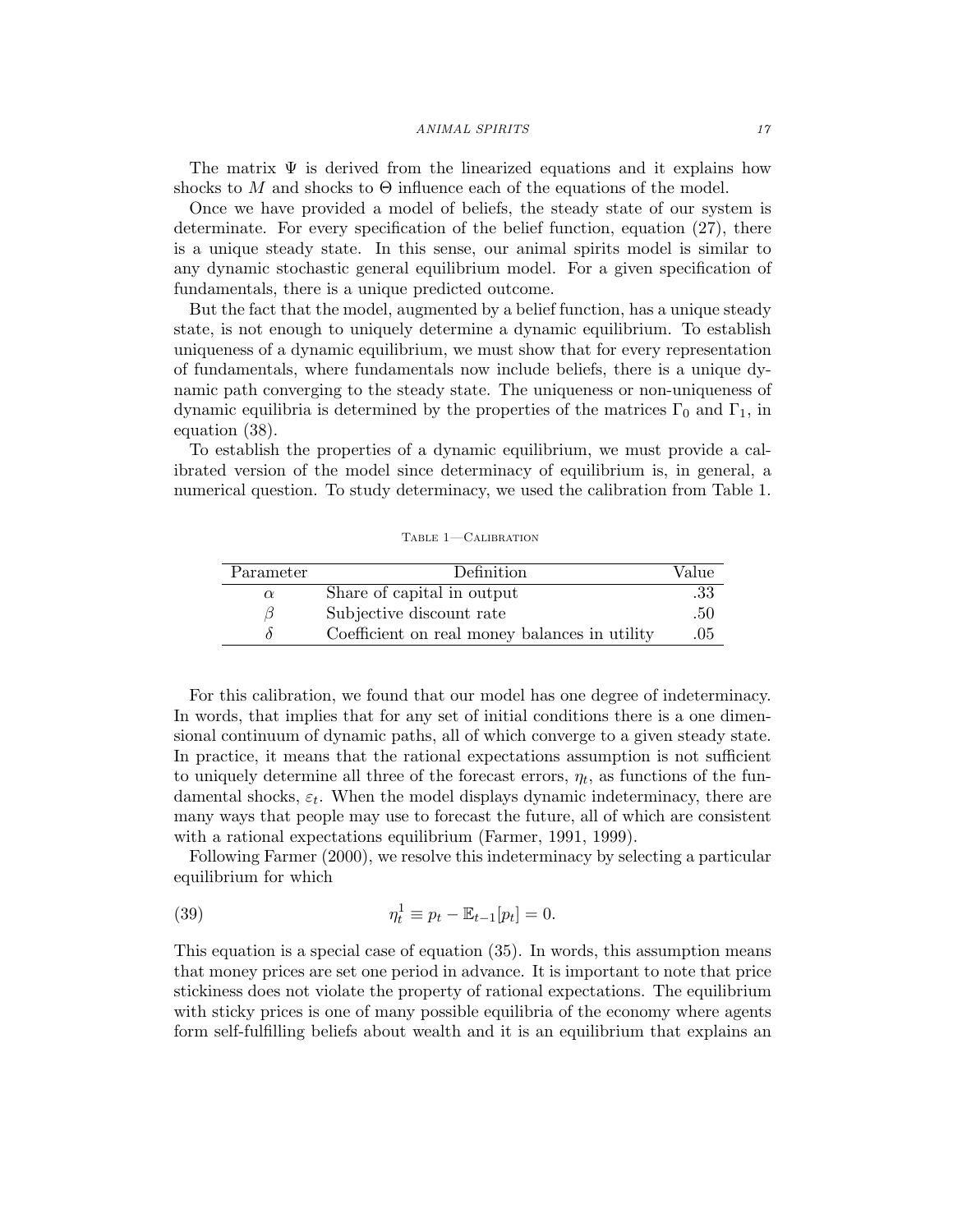The matrix $\Psi$ is derived from the linearized equations and it explains how shocks to $M$ and shocks to $\Theta$ influence each of the equations of the model.

Once we have provided a model of beliefs, the steady state of our system is determinate. For every specification of the belief function, equation (27), there is a unique steady state. In this sense, our animal spirits model is similar to any dynamic stochastic general equilibrium model. For a given specification of fundamentals, there is a unique predicted outcome.

But the fact that the model, augmented by a belief function, has a unique steady state, is not enough to uniquely determine a dynamic equilibrium. To establish uniqueness of a dynamic equilibrium, we must show that for every representation of fundamentals, where fundamentals now include beliefs, there is a unique dynamic path converging to the steady state. The uniqueness or non-uniqueness of dynamic equilibria is determined by the properties of the matrices $\Gamma_0$ and $\Gamma_1$, in equation (38).

To establish the properties of a dynamic equilibrium, we must provide a calibrated version of the model since determinacy of equilibrium is, in general, a numerical question. To study determinacy, we used the calibration from Table 1.

Table 1—Calibration

| Parameter | Definition | Value |
|---|---|---|
| $\alpha$ | Share of capital in output | .33 |
| $\beta$ | Subjective discount rate | .50 |
| $\delta$ | Coefficient on real money balances in utility | .05 |

For this calibration, we found that our model has one degree of indeterminacy. In words, that implies that for any set of initial conditions there is a one dimensional continuum of dynamic paths, all of which converge to a given steady state. In practice, it means that the rational expectations assumption is not sufficient to uniquely determine all three of the forecast errors, $\eta_t$, as functions of the fundamental shocks, $\varepsilon_t$. When the model displays dynamic indeterminacy, there are many ways that people may use to forecast the future, all of which are consistent with a rational expectations equilibrium (Farmer, 1991, 1999).

Following Farmer (2000), we resolve this indeterminacy by selecting a particular equilibrium for which

$$\eta_t^1 \equiv p_t - \mathbb{E}_{t-1}[p_t] = 0. \tag{39}$$

This equation is a special case of equation (35). In words, this assumption means that money prices are set one period in advance. It is important to note that price stickiness does not violate the property of rational expectations. The equilibrium with sticky prices is one of many possible equilibria of the economy where agents form self-fulfilling beliefs about wealth and it is an equilibrium that explains an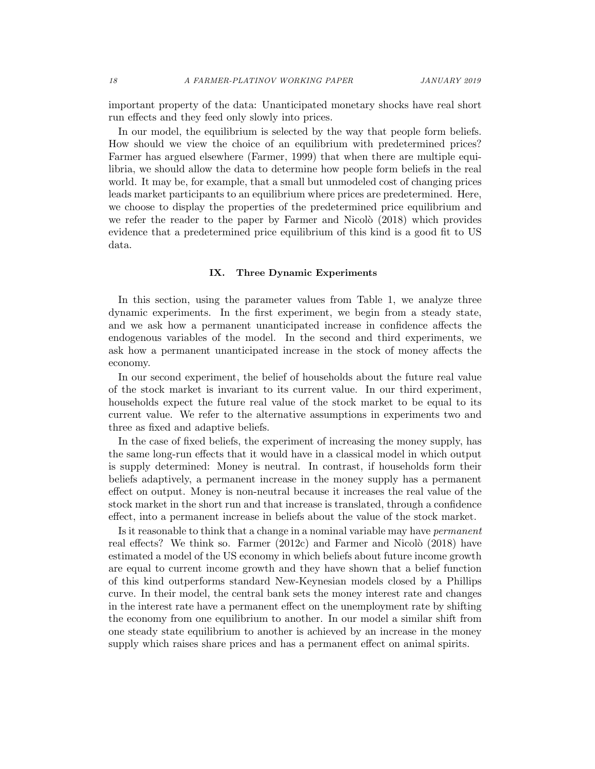important property of the data: Unanticipated monetary shocks have real short run effects and they feed only slowly into prices.

In our model, the equilibrium is selected by the way that people form beliefs. How should we view the choice of an equilibrium with predetermined prices? Farmer has argued elsewhere (Farmer, 1999) that when there are multiple equilibria, we should allow the data to determine how people form beliefs in the real world. It may be, for example, that a small but unmodeled cost of changing prices leads market participants to an equilibrium where prices are predetermined. Here, we choose to display the properties of the predetermined price equilibrium and we refer the reader to the paper by Farmer and Nicolò (2018) which provides evidence that a predetermined price equilibrium of this kind is a good fit to US data.

## IX. Three Dynamic Experiments

In this section, using the parameter values from Table 1, we analyze three dynamic experiments. In the first experiment, we begin from a steady state, and we ask how a permanent unanticipated increase in confidence affects the endogenous variables of the model. In the second and third experiments, we ask how a permanent unanticipated increase in the stock of money affects the economy.

In our second experiment, the belief of households about the future real value of the stock market is invariant to its current value. In our third experiment, households expect the future real value of the stock market to be equal to its current value. We refer to the alternative assumptions in experiments two and three as fixed and adaptive beliefs.

In the case of fixed beliefs, the experiment of increasing the money supply, has the same long-run effects that it would have in a classical model in which output is supply determined: Money is neutral. In contrast, if households form their beliefs adaptively, a permanent increase in the money supply has a permanent effect on output. Money is non-neutral because it increases the real value of the stock market in the short run and that increase is translated, through a confidence effect, into a permanent increase in beliefs about the value of the stock market.

Is it reasonable to think that a change in a nominal variable may have *permanent* real effects? We think so. Farmer (2012c) and Farmer and Nicolò (2018) have estimated a model of the US economy in which beliefs about future income growth are equal to current income growth and they have shown that a belief function of this kind outperforms standard New-Keynesian models closed by a Phillips curve. In their model, the central bank sets the money interest rate and changes in the interest rate have a permanent effect on the unemployment rate by shifting the economy from one equilibrium to another. In our model a similar shift from one steady state equilibrium to another is achieved by an increase in the money supply which raises share prices and has a permanent effect on animal spirits.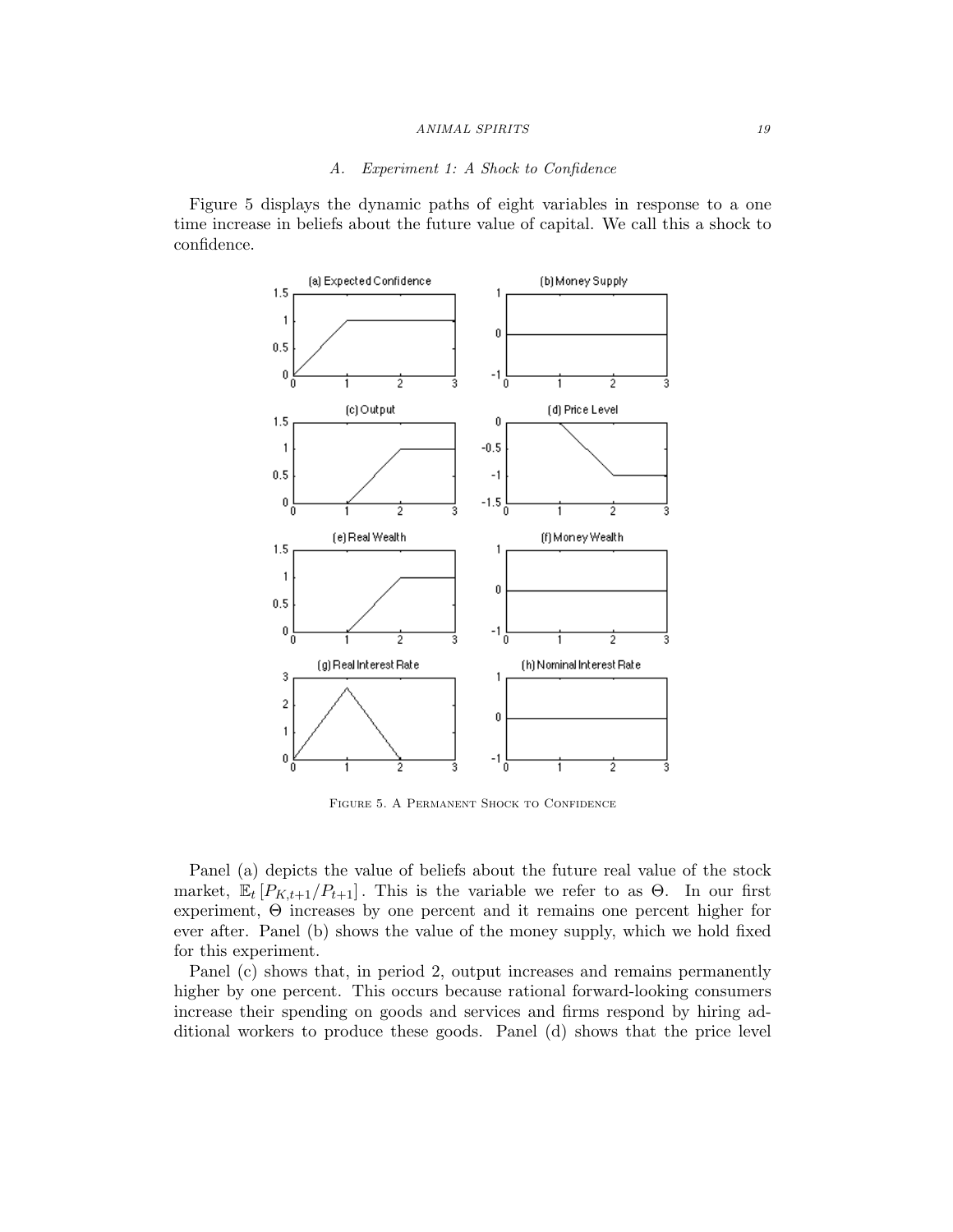### A. *Experiment 1: A Shock to Confidence*

Figure 5 displays the dynamic paths of eight variables in response to a one time increase in beliefs about the future value of capital. We call this a shock to confidence.

FIGURE 5. A PERMANENT SHOCK TO CONFIDENCE

Panel (a) depicts the value of beliefs about the future real value of the stock market, $\mathbb{E}_t [P_{K,t+1}/P_{t+1}]$. This is the variable we refer to as $\Theta$. In our first experiment, $\Theta$ increases by one percent and it remains one percent higher for ever after. Panel (b) shows the value of the money supply, which we hold fixed for this experiment.

Panel (c) shows that, in period 2, output increases and remains permanently higher by one percent. This occurs because rational forward-looking consumers increase their spending on goods and services and firms respond by hiring additional workers to produce these goods. Panel (d) shows that the price level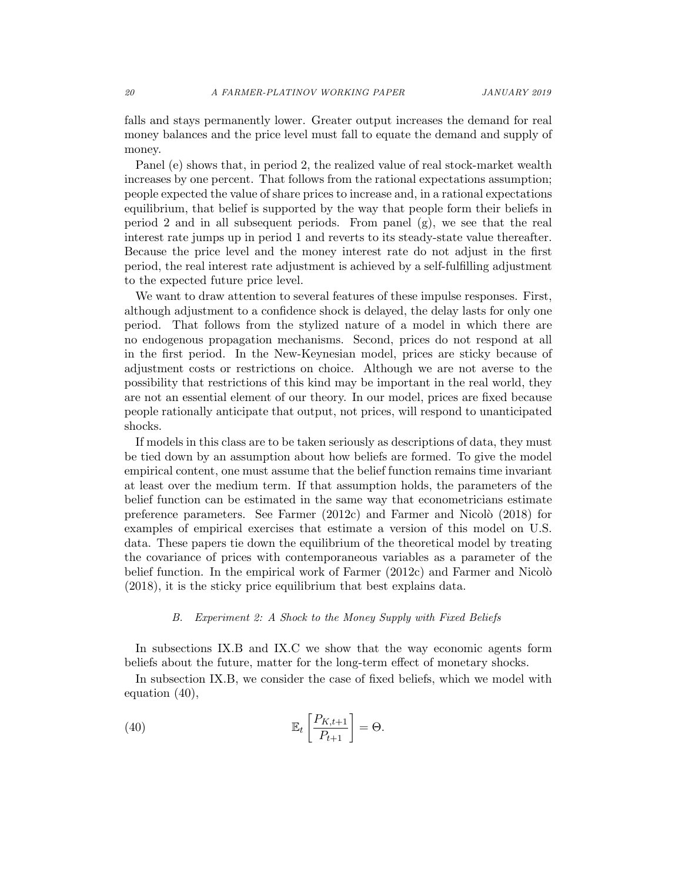falls and stays permanently lower. Greater output increases the demand for real money balances and the price level must fall to equate the demand and supply of money.

Panel (e) shows that, in period 2, the realized value of real stock-market wealth increases by one percent. That follows from the rational expectations assumption; people expected the value of share prices to increase and, in a rational expectations equilibrium, that belief is supported by the way that people form their beliefs in period 2 and in all subsequent periods. From panel (g), we see that the real interest rate jumps up in period 1 and reverts to its steady-state value thereafter. Because the price level and the money interest rate do not adjust in the first period, the real interest rate adjustment is achieved by a self-fulfilling adjustment to the expected future price level.

We want to draw attention to several features of these impulse responses. First, although adjustment to a confidence shock is delayed, the delay lasts for only one period. That follows from the stylized nature of a model in which there are no endogenous propagation mechanisms. Second, prices do not respond at all in the first period. In the New-Keynesian model, prices are sticky because of adjustment costs or restrictions on choice. Although we are not averse to the possibility that restrictions of this kind may be important in the real world, they are not an essential element of our theory. In our model, prices are fixed because people rationally anticipate that output, not prices, will respond to unanticipated shocks.

If models in this class are to be taken seriously as descriptions of data, they must be tied down by an assumption about how beliefs are formed. To give the model empirical content, one must assume that the belief function remains time invariant at least over the medium term. If that assumption holds, the parameters of the belief function can be estimated in the same way that econometricians estimate preference parameters. See Farmer (2012c) and Farmer and Nicolò (2018) for examples of empirical exercises that estimate a version of this model on U.S. data. These papers tie down the equilibrium of the theoretical model by treating the covariance of prices with contemporaneous variables as a parameter of the belief function. In the empirical work of Farmer (2012c) and Farmer and Nicolò (2018), it is the sticky price equilibrium that best explains data.

### B. *Experiment 2: A Shock to the Money Supply with Fixed Beliefs*

In subsections IX.B and IX.C we show that the way economic agents form beliefs about the future, matter for the long-term effect of monetary shocks.

In subsection IX.B, we consider the case of fixed beliefs, which we model with equation (40),

$$\mathbb{E}_t \left[ \frac{P_{K,t+1}}{P_{t+1}} \right] = \Theta. \tag{40}$$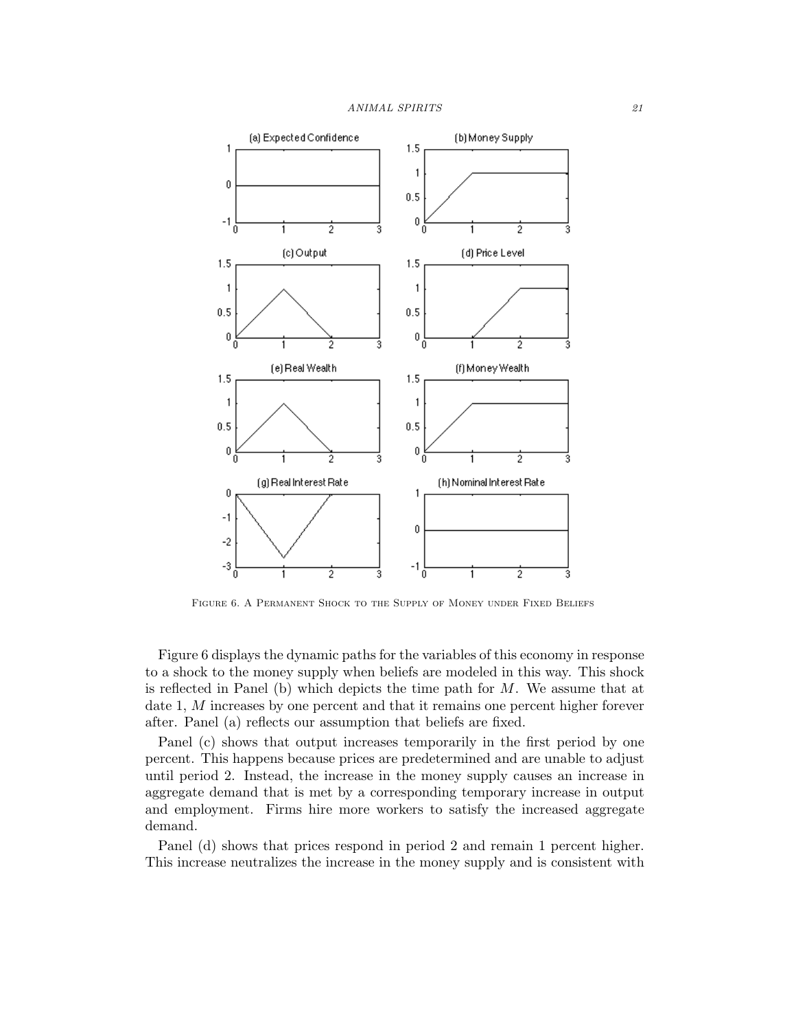Figure 6. A Permanent Shock to the Supply of Money under Fixed Beliefs

Figure 6 displays the dynamic paths for the variables of this economy in response to a shock to the money supply when beliefs are modeled in this way. This shock is reflected in Panel (b) which depicts the time path for $M$. We assume that at date 1, $M$ increases by one percent and that it remains one percent higher forever after. Panel (a) reflects our assumption that beliefs are fixed.

Panel (c) shows that output increases temporarily in the first period by one percent. This happens because prices are predetermined and are unable to adjust until period 2. Instead, the increase in the money supply causes an increase in aggregate demand that is met by a corresponding temporary increase in output and employment. Firms hire more workers to satisfy the increased aggregate demand.

Panel (d) shows that prices respond in period 2 and remain 1 percent higher. This increase neutralizes the increase in the money supply and is consistent with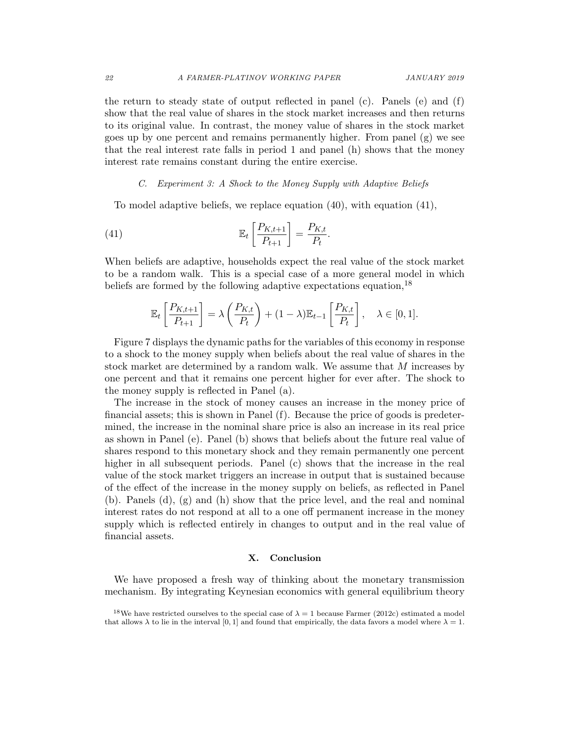the return to steady state of output reflected in panel (c). Panels (e) and (f) show that the real value of shares in the stock market increases and then returns to its original value. In contrast, the money value of shares in the stock market goes up by one percent and remains permanently higher. From panel (g) we see that the real interest rate falls in period 1 and panel (h) shows that the money interest rate remains constant during the entire exercise.

### C. *Experiment 3: A Shock to the Money Supply with Adaptive Beliefs*

To model adaptive beliefs, we replace equation (40), with equation (41),

$$\mathbb{E}_t\left[\frac{P_{K,t+1}}{P_{t+1}}\right] = \frac{P_{K,t}}{P_t}. \tag{41}$$

When beliefs are adaptive, households expect the real value of the stock market to be a random walk. This is a special case of a more general model in which beliefs are formed by the following adaptive expectations equation,[18]

$$\mathbb{E}_t\left[\frac{P_{K,t+1}}{P_{t+1}}\right] = \lambda\left(\frac{P_{K,t}}{P_t}\right) + (1-\lambda)\mathbb{E}_{t-1}\left[\frac{P_{K,t}}{P_t}\right], \quad \lambda \in [0,1].$$

Figure 7 displays the dynamic paths for the variables of this economy in response to a shock to the money supply when beliefs about the real value of shares in the stock market are determined by a random walk. We assume that $M$ increases by one percent and that it remains one percent higher for ever after. The shock to the money supply is reflected in Panel (a).

The increase in the stock of money causes an increase in the money price of financial assets; this is shown in Panel (f). Because the price of goods is predetermined, the increase in the nominal share price is also an increase in its real price as shown in Panel (e). Panel (b) shows that beliefs about the future real value of shares respond to this monetary shock and they remain permanently one percent higher in all subsequent periods. Panel (c) shows that the increase in the real value of the stock market triggers an increase in output that is sustained because of the effect of the increase in the money supply on beliefs, as reflected in Panel (b). Panels (d), (g) and (h) show that the price level, and the real and nominal interest rates do not respond at all to a one off permanent increase in the money supply which is reflected entirely in changes to output and in the real value of financial assets.

## X. Conclusion

We have proposed a fresh way of thinking about the monetary transmission mechanism. By integrating Keynesian economics with general equilibrium theory

[18] We have restricted ourselves to the special case of $\lambda = 1$ because Farmer (2012c) estimated a model that allows $\lambda$ to lie in the interval $[0, 1]$ and found that empirically, the data favors a model where $\lambda = 1$.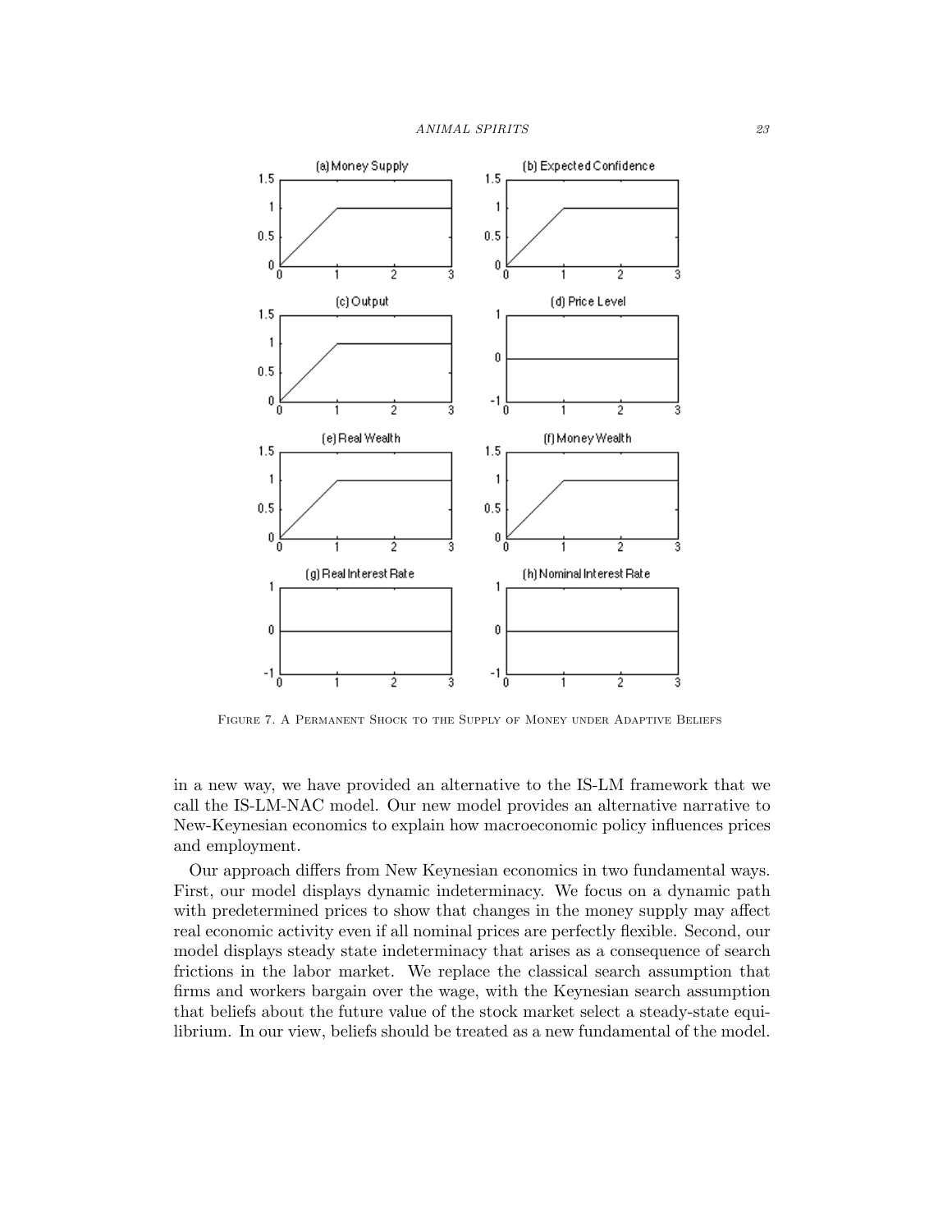Figure 7. A Permanent Shock to the Supply of Money under Adaptive Beliefs

in a new way, we have provided an alternative to the IS-LM framework that we call the IS-LM-NAC model. Our new model provides an alternative narrative to New-Keynesian economics to explain how macroeconomic policy influences prices and employment.

Our approach differs from New Keynesian economics in two fundamental ways. First, our model displays dynamic indeterminacy. We focus on a dynamic path with predetermined prices to show that changes in the money supply may affect real economic activity even if all nominal prices are perfectly flexible. Second, our model displays steady state indeterminacy that arises as a consequence of search frictions in the labor market. We replace the classical search assumption that firms and workers bargain over the wage, with the Keynesian search assumption that beliefs about the future value of the stock market select a steady-state equilibrium. In our view, beliefs should be treated as a new fundamental of the model.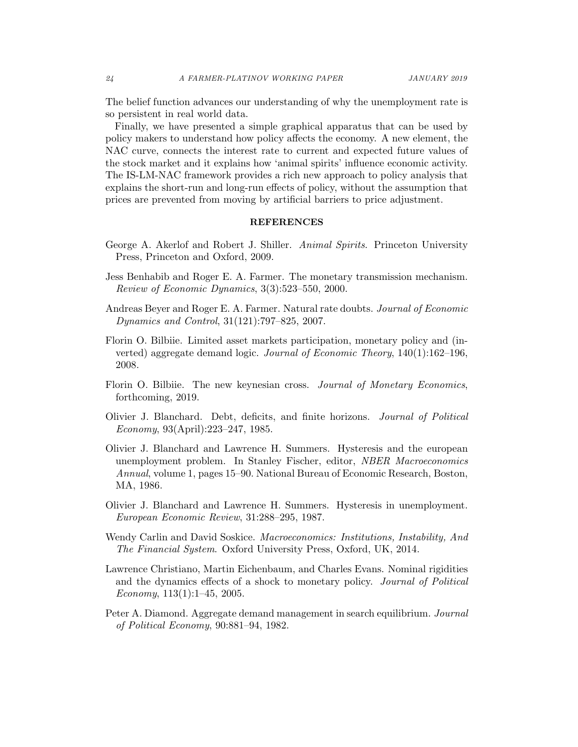The belief function advances our understanding of why the unemployment rate is so persistent in real world data.

Finally, we have presented a simple graphical apparatus that can be used by policy makers to understand how policy affects the economy. A new element, the NAC curve, connects the interest rate to current and expected future values of the stock market and it explains how 'animal spirits' influence economic activity. The IS-LM-NAC framework provides a rich new approach to policy analysis that explains the short-run and long-run effects of policy, without the assumption that prices are prevented from moving by artificial barriers to price adjustment.

## REFERENCES

George A. Akerlof and Robert J. Shiller. *Animal Spirits*. Princeton University Press, Princeton and Oxford, 2009.

Jess Benhabib and Roger E. A. Farmer. The monetary transmission mechanism. *Review of Economic Dynamics*, 3(3):523–550, 2000.

Andreas Beyer and Roger E. A. Farmer. Natural rate doubts. *Journal of Economic Dynamics and Control*, 31(121):797–825, 2007.

Florin O. Bilbiie. Limited asset markets participation, monetary policy and (inverted) aggregate demand logic. *Journal of Economic Theory*, 140(1):162–196, 2008.

Florin O. Bilbiie. The new keynesian cross. *Journal of Monetary Economics*, forthcoming, 2019.

Olivier J. Blanchard. Debt, deficits, and finite horizons. *Journal of Political Economy*, 93(April):223–247, 1985.

Olivier J. Blanchard and Lawrence H. Summers. Hysteresis and the european unemployment problem. In Stanley Fischer, editor, *NBER Macroeconomics Annual*, volume 1, pages 15–90. National Bureau of Economic Research, Boston, MA, 1986.

Olivier J. Blanchard and Lawrence H. Summers. Hysteresis in unemployment. *European Economic Review*, 31:288–295, 1987.

Wendy Carlin and David Soskice. *Macroeconomics: Institutions, Instability, And The Financial System*. Oxford University Press, Oxford, UK, 2014.

Lawrence Christiano, Martin Eichenbaum, and Charles Evans. Nominal rigidities and the dynamics effects of a shock to monetary policy. *Journal of Political Economy*, 113(1):1–45, 2005.

Peter A. Diamond. Aggregate demand management in search equilibrium. *Journal of Political Economy*, 90:881–94, 1982.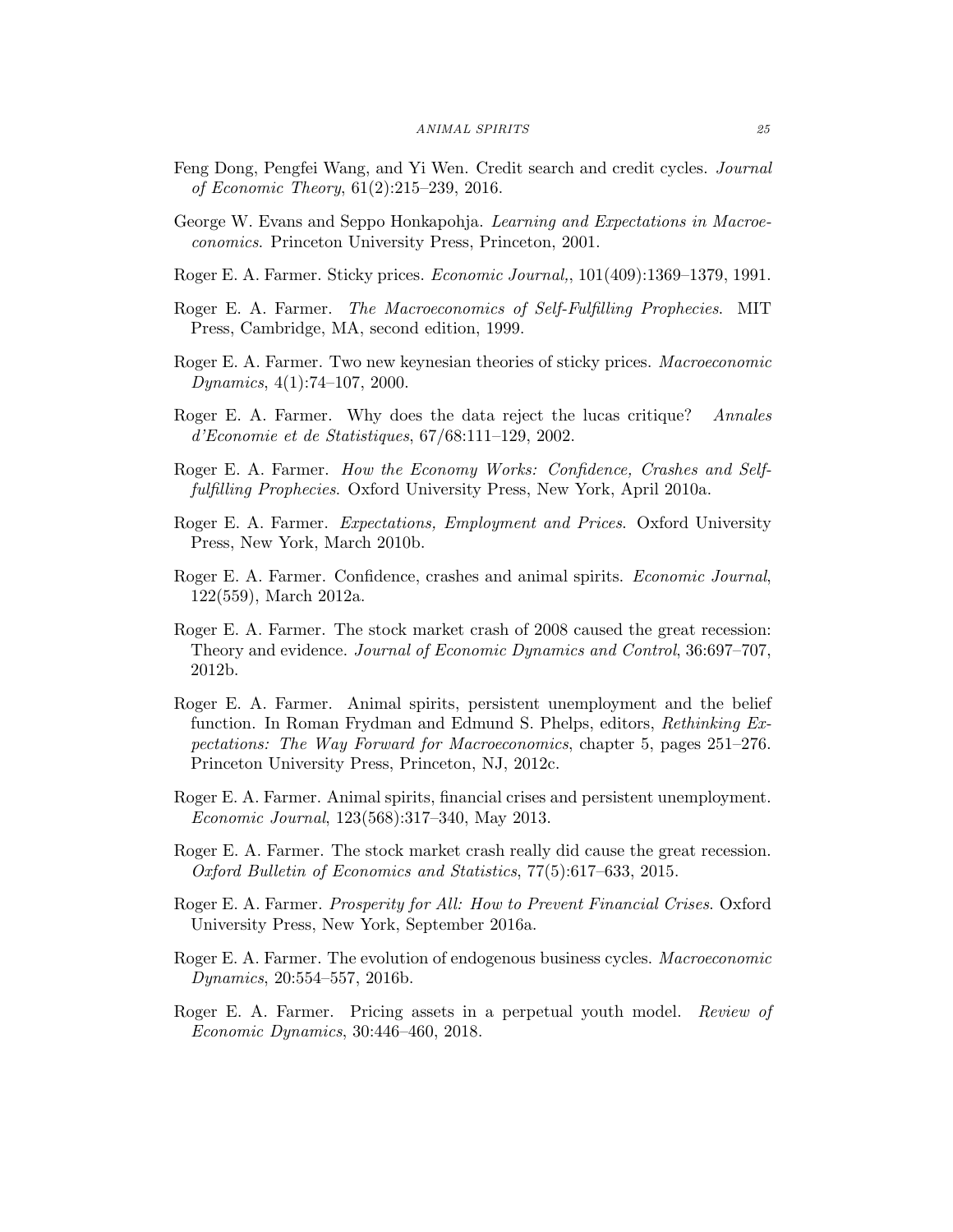Feng Dong, Pengfei Wang, and Yi Wen. Credit search and credit cycles. *Journal of Economic Theory*, 61(2):215–239, 2016.

George W. Evans and Seppo Honkapohja. *Learning and Expectations in Macroeconomics*. Princeton University Press, Princeton, 2001.

Roger E. A. Farmer. Sticky prices. *Economic Journal,*, 101(409):1369–1379, 1991.

Roger E. A. Farmer. *The Macroeconomics of Self-Fulfilling Prophecies*. MIT Press, Cambridge, MA, second edition, 1999.

Roger E. A. Farmer. Two new keynesian theories of sticky prices. *Macroeconomic Dynamics*, 4(1):74–107, 2000.

Roger E. A. Farmer. Why does the data reject the lucas critique? *Annales d'Economie et de Statistiques*, 67/68:111–129, 2002.

Roger E. A. Farmer. *How the Economy Works: Confidence, Crashes and Self-fulfilling Prophecies*. Oxford University Press, New York, April 2010a.

Roger E. A. Farmer. *Expectations, Employment and Prices*. Oxford University Press, New York, March 2010b.

Roger E. A. Farmer. Confidence, crashes and animal spirits. *Economic Journal*, 122(559), March 2012a.

Roger E. A. Farmer. The stock market crash of 2008 caused the great recession: Theory and evidence. *Journal of Economic Dynamics and Control*, 36:697–707, 2012b.

Roger E. A. Farmer. Animal spirits, persistent unemployment and the belief function. In Roman Frydman and Edmund S. Phelps, editors, *Rethinking Expectations: The Way Forward for Macroeconomics*, chapter 5, pages 251–276. Princeton University Press, Princeton, NJ, 2012c.

Roger E. A. Farmer. Animal spirits, financial crises and persistent unemployment. *Economic Journal*, 123(568):317–340, May 2013.

Roger E. A. Farmer. The stock market crash really did cause the great recession. *Oxford Bulletin of Economics and Statistics*, 77(5):617–633, 2015.

Roger E. A. Farmer. *Prosperity for All: How to Prevent Financial Crises*. Oxford University Press, New York, September 2016a.

Roger E. A. Farmer. The evolution of endogenous business cycles. *Macroeconomic Dynamics*, 20:554–557, 2016b.

Roger E. A. Farmer. Pricing assets in a perpetual youth model. *Review of Economic Dynamics*, 30:446–460, 2018.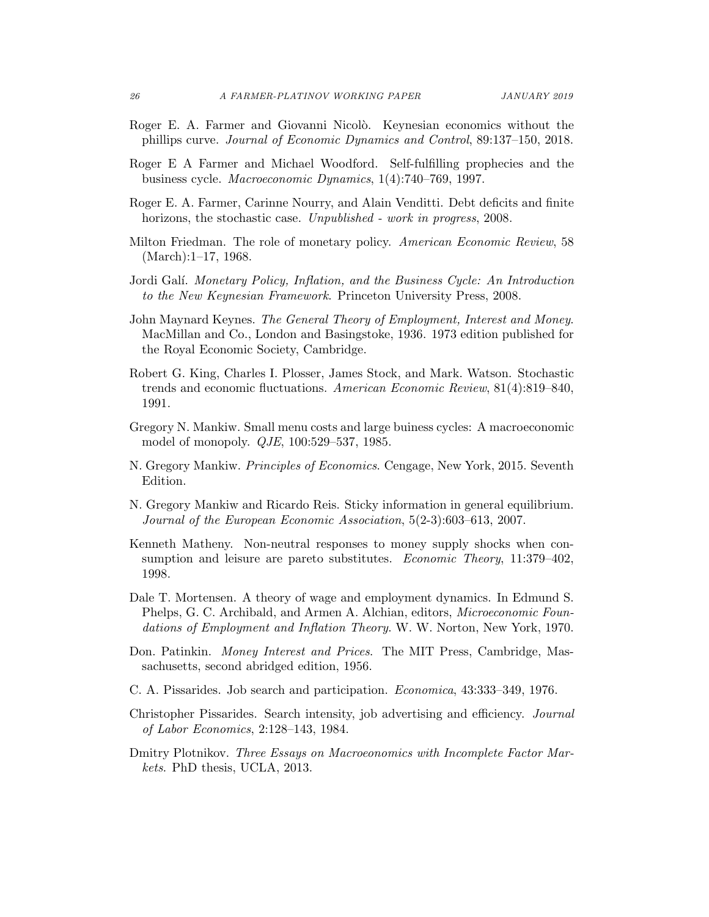Roger E. A. Farmer and Giovanni Nicolò. Keynesian economics without the phillips curve. *Journal of Economic Dynamics and Control*, 89:137–150, 2018.

Roger E A Farmer and Michael Woodford. Self-fulfilling prophecies and the business cycle. *Macroeconomic Dynamics*, 1(4):740–769, 1997.

Roger E. A. Farmer, Carinne Nourry, and Alain Venditti. Debt deficits and finite horizons, the stochastic case. *Unpublished - work in progress*, 2008.

Milton Friedman. The role of monetary policy. *American Economic Review*, 58 (March):1–17, 1968.

Jordi Galí. *Monetary Policy, Inflation, and the Business Cycle: An Introduction to the New Keynesian Framework*. Princeton University Press, 2008.

John Maynard Keynes. *The General Theory of Employment, Interest and Money*. MacMillan and Co., London and Basingstoke, 1936. 1973 edition published for the Royal Economic Society, Cambridge.

Robert G. King, Charles I. Plosser, James Stock, and Mark. Watson. Stochastic trends and economic fluctuations. *American Economic Review*, 81(4):819–840, 1991.

Gregory N. Mankiw. Small menu costs and large buiness cycles: A macroeconomic model of monopoly. *QJE*, 100:529–537, 1985.

N. Gregory Mankiw. *Principles of Economics*. Cengage, New York, 2015. Seventh Edition.

N. Gregory Mankiw and Ricardo Reis. Sticky information in general equilibrium. *Journal of the European Economic Association*, 5(2-3):603–613, 2007.

Kenneth Matheny. Non-neutral responses to money supply shocks when consumption and leisure are pareto substitutes. *Economic Theory*, 11:379–402, 1998.

Dale T. Mortensen. A theory of wage and employment dynamics. In Edmund S. Phelps, G. C. Archibald, and Armen A. Alchian, editors, *Microeconomic Foundations of Employment and Inflation Theory.* W. W. Norton, New York, 1970.

Don. Patinkin. *Money Interest and Prices*. The MIT Press, Cambridge, Massachusetts, second abridged edition, 1956.

C. A. Pissarides. Job search and participation. *Economica*, 43:333–349, 1976.

Christopher Pissarides. Search intensity, job advertising and efficiency. *Journal of Labor Economics*, 2:128–143, 1984.

Dmitry Plotnikov. *Three Essays on Macroeconomics with Incomplete Factor Markets*. PhD thesis, UCLA, 2013.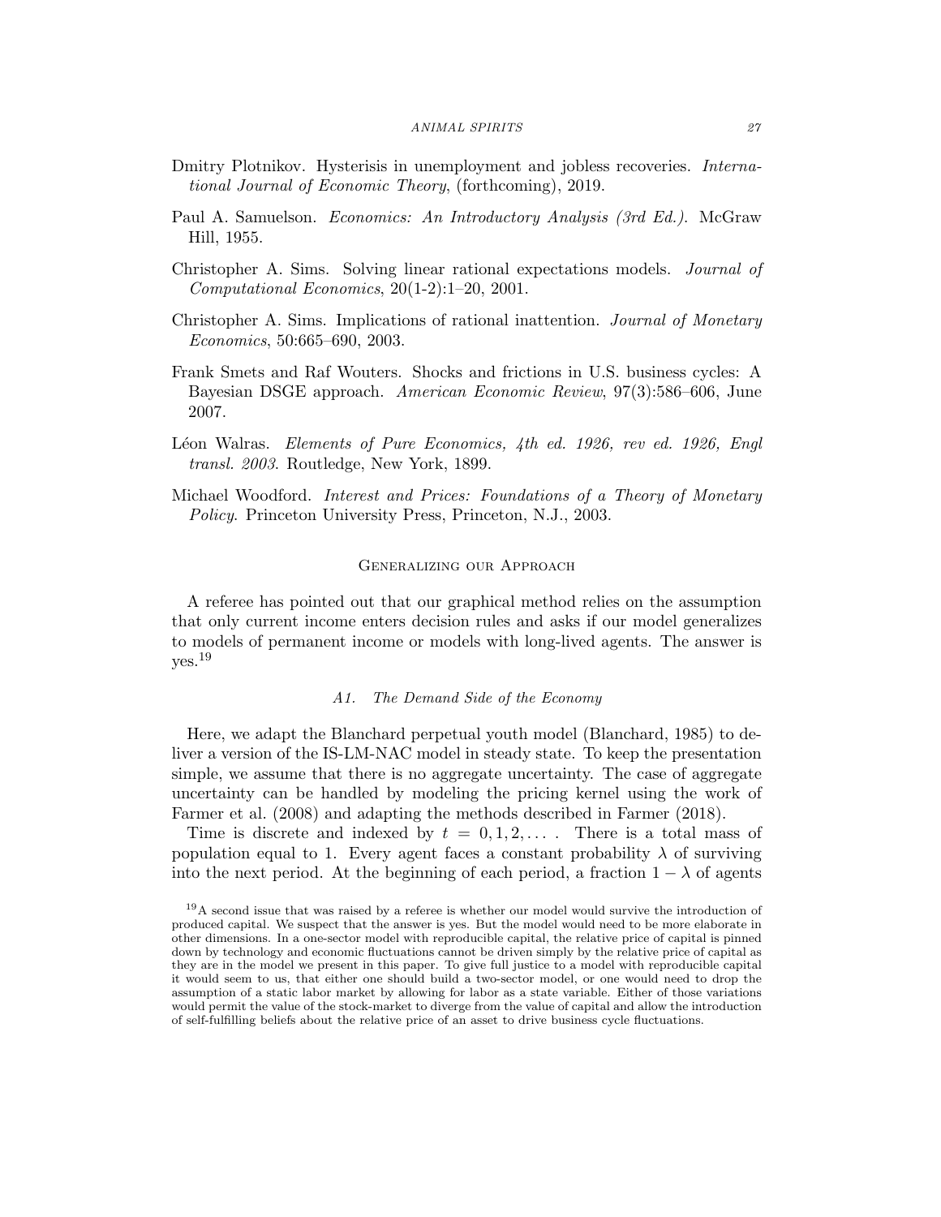Dmitry Plotnikov. Hysterisis in unemployment and jobless recoveries. *International Journal of Economic Theory*, (forthcoming), 2019.

Paul A. Samuelson. *Economics: An Introductory Analysis (3rd Ed.)*. McGraw Hill, 1955.

Christopher A. Sims. Solving linear rational expectations models. *Journal of Computational Economics*, 20(1-2):1–20, 2001.

Christopher A. Sims. Implications of rational inattention. *Journal of Monetary Economics*, 50:665–690, 2003.

Frank Smets and Raf Wouters. Shocks and frictions in U.S. business cycles: A Bayesian DSGE approach. *American Economic Review*, 97(3):586–606, June 2007.

Léon Walras. *Elements of Pure Economics, 4th ed. 1926, rev ed. 1926, Engl transl. 2003*. Routledge, New York, 1899.

Michael Woodford. *Interest and Prices: Foundations of a Theory of Monetary Policy*. Princeton University Press, Princeton, N.J., 2003.

## Generalizing our Approach

A referee has pointed out that our graphical method relies on the assumption that only current income enters decision rules and asks if our model generalizes to models of permanent income or models with long-lived agents. The answer is yes.[19]

### A1. *The Demand Side of the Economy*

Here, we adapt the Blanchard perpetual youth model (Blanchard, 1985) to deliver a version of the IS-LM-NAC model in steady state. To keep the presentation simple, we assume that there is no aggregate uncertainty. The case of aggregate uncertainty can be handled by modeling the pricing kernel using the work of Farmer et al. (2008) and adapting the methods described in Farmer (2018).

Time is discrete and indexed by $t = 0, 1, 2, \ldots$ . There is a total mass of population equal to 1. Every agent faces a constant probability $\lambda$ of surviving into the next period. At the beginning of each period, a fraction $1 - \lambda$ of agents

[19] A second issue that was raised by a referee is whether our model would survive the introduction of produced capital. We suspect that the answer is yes. But the model would need to be more elaborate in other dimensions. In a one-sector model with reproducible capital, the relative price of capital is pinned down by technology and economic fluctuations cannot be driven simply by the relative price of capital as they are in the model we present in this paper. To give full justice to a model with reproducible capital it would seem to us, that either one should build a two-sector model, or one would need to drop the assumption of a static labor market by allowing for labor as a state variable. Either of those variations would permit the value of the stock-market to diverge from the value of capital and allow the introduction of self-fulfilling beliefs about the relative price of an asset to drive business cycle fluctuations.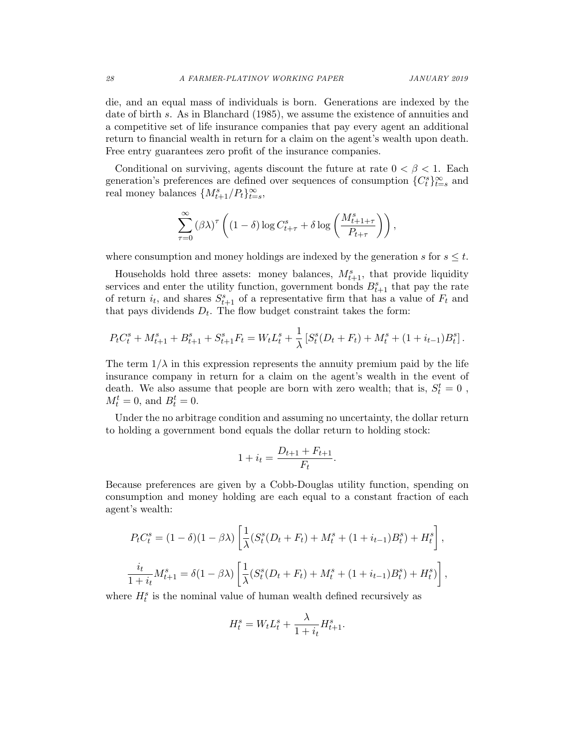die, and an equal mass of individuals is born. Generations are indexed by the date of birth $s$. As in Blanchard (1985), we assume the existence of annuities and a competitive set of life insurance companies that pay every agent an additional return to financial wealth in return for a claim on the agent's wealth upon death. Free entry guarantees zero profit of the insurance companies.

Conditional on surviving, agents discount the future at rate $0 < \beta < 1$. Each generation's preferences are defined over sequences of consumption $\{C_t^s\}_{t=s}^{\infty}$ and real money balances $\{M_{t+1}^s / P_t\}_{t=s}^{\infty}$,

$$\sum_{\tau=0}^{\infty} (\beta\lambda)^{\tau} \left( (1-\delta) \log C_{t+\tau}^s + \delta \log \left( \frac{M_{t+1+\tau}^s}{P_{t+\tau}} \right) \right),$$

where consumption and money holdings are indexed by the generation $s$ for $s \leq t$.

Households hold three assets: money balances, $M_{t+1}^s$, that provide liquidity services and enter the utility function, government bonds $B_{t+1}^s$ that pay the rate of return $i_t$, and shares $S_{t+1}^s$ of a representative firm that has a value of $F_t$ and that pays dividends $D_t$. The flow budget constraint takes the form:

$$P_t C_t^s + M_{t+1}^s + B_{t+1}^s + S_{t+1}^s F_t = W_t L_t^s + \frac{1}{\lambda} \left[ S_t^s (D_t + F_t) + M_t^s + (1 + i_{t-1}) B_t^s \right].$$

The term $1/\lambda$ in this expression represents the annuity premium paid by the life insurance company in return for a claim on the agent's wealth in the event of death. We also assume that people are born with zero wealth; that is, $S_t^t = 0$ , $M_t^t = 0$, and $B_t^t = 0$.

Under the no arbitrage condition and assuming no uncertainty, the dollar return to holding a government bond equals the dollar return to holding stock:

$$1 + i_t = \frac{D_{t+1} + F_{t+1}}{F_t}.$$

Because preferences are given by a Cobb-Douglas utility function, spending on consumption and money holding are each equal to a constant fraction of each agent's wealth:

$$P_t C_t^s = (1-\delta)(1-\beta\lambda) \left[ \frac{1}{\lambda} (S_t^s (D_t + F_t) + M_t^s + (1 + i_{t-1}) B_t^s) + H_t^s \right],$$

$$\frac{i_t}{1+i_t} M_{t+1}^s = \delta(1-\beta\lambda) \left[ \frac{1}{\lambda} (S_t^s (D_t + F_t) + M_t^s + (1 + i_{t-1}) B_t^s) + H_t^s) \right],$$

where $H_t^s$ is the nominal value of human wealth defined recursively as

$$H_t^s = W_t L_t^s + \frac{\lambda}{1+i_t} H_{t+1}^s.$$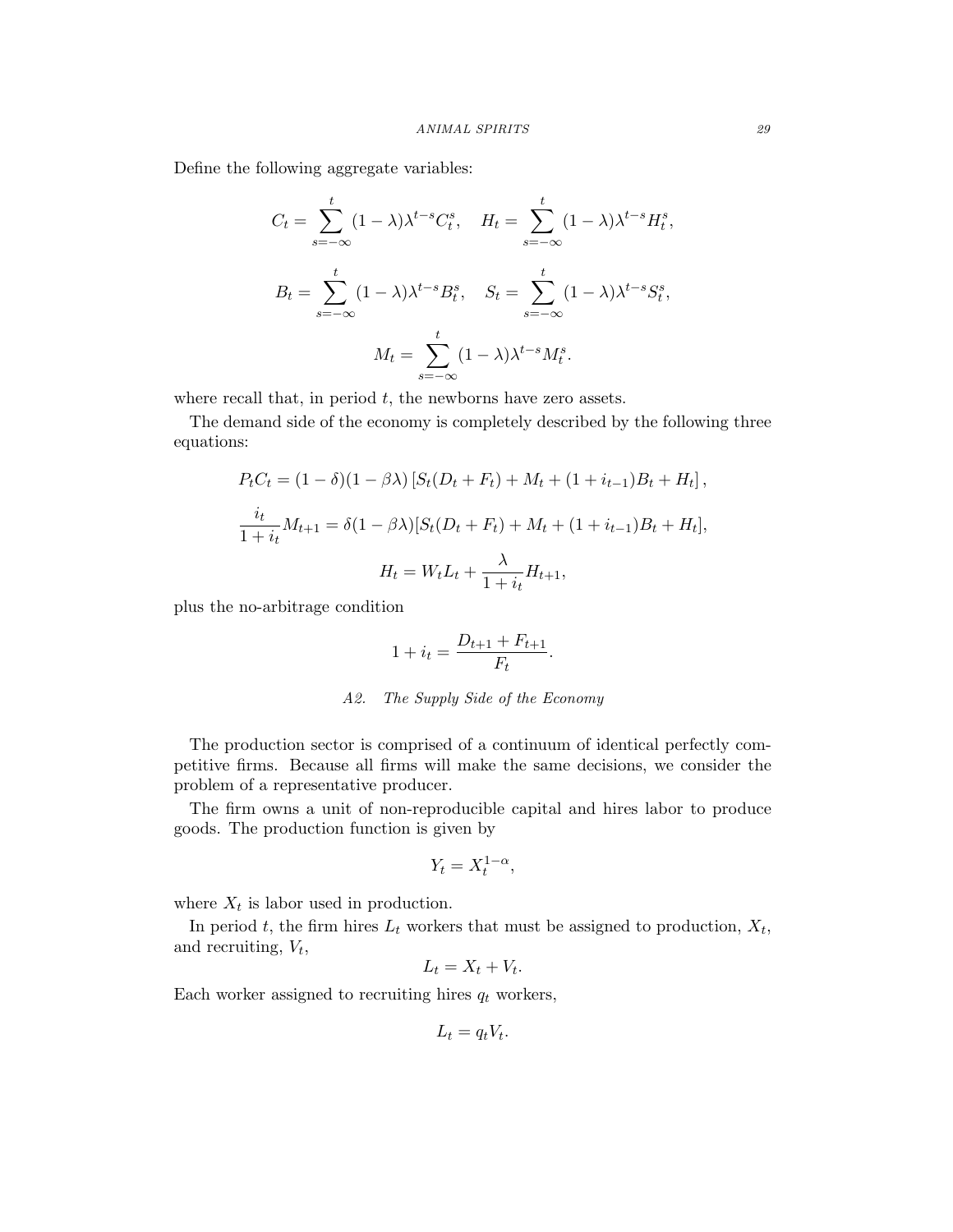Define the following aggregate variables:

$$C_t = \sum_{s=-\infty}^{t} (1-\lambda)\lambda^{t-s} C_t^s, \quad H_t = \sum_{s=-\infty}^{t} (1-\lambda)\lambda^{t-s} H_t^s,$$

$$B_t = \sum_{s=-\infty}^{t} (1-\lambda)\lambda^{t-s} B_t^s, \quad S_t = \sum_{s=-\infty}^{t} (1-\lambda)\lambda^{t-s} S_t^s,$$

$$M_t = \sum_{s=-\infty}^{t} (1-\lambda)\lambda^{t-s} M_t^s.$$

where recall that, in period $t$, the newborns have zero assets.

The demand side of the economy is completely described by the following three equations:

$$P_t C_t = (1-\delta)(1-\beta\lambda)\left[S_t(D_t + F_t) + M_t + (1+i_{t-1})B_t + H_t\right],$$

$$\frac{i_t}{1+i_t} M_{t+1} = \delta(1-\beta\lambda)[S_t(D_t + F_t) + M_t + (1+i_{t-1})B_t + H_t],$$

$$H_t = W_t L_t + \frac{\lambda}{1+i_t} H_{t+1},$$

plus the no-arbitrage condition

$$1 + i_t = \frac{D_{t+1} + F_{t+1}}{F_t}.$$

### *A2. The Supply Side of the Economy*

The production sector is comprised of a continuum of identical perfectly competitive firms. Because all firms will make the same decisions, we consider the problem of a representative producer.

The firm owns a unit of non-reproducible capital and hires labor to produce goods. The production function is given by

$$Y_t = X_t^{1-\alpha},$$

where $X_t$ is labor used in production.

In period $t$, the firm hires $L_t$ workers that must be assigned to production, $X_t$, and recruiting, $V_t$,

$$L_t = X_t + V_t.$$

Each worker assigned to recruiting hires $q_t$ workers,

$$L_t = q_t V_t.$$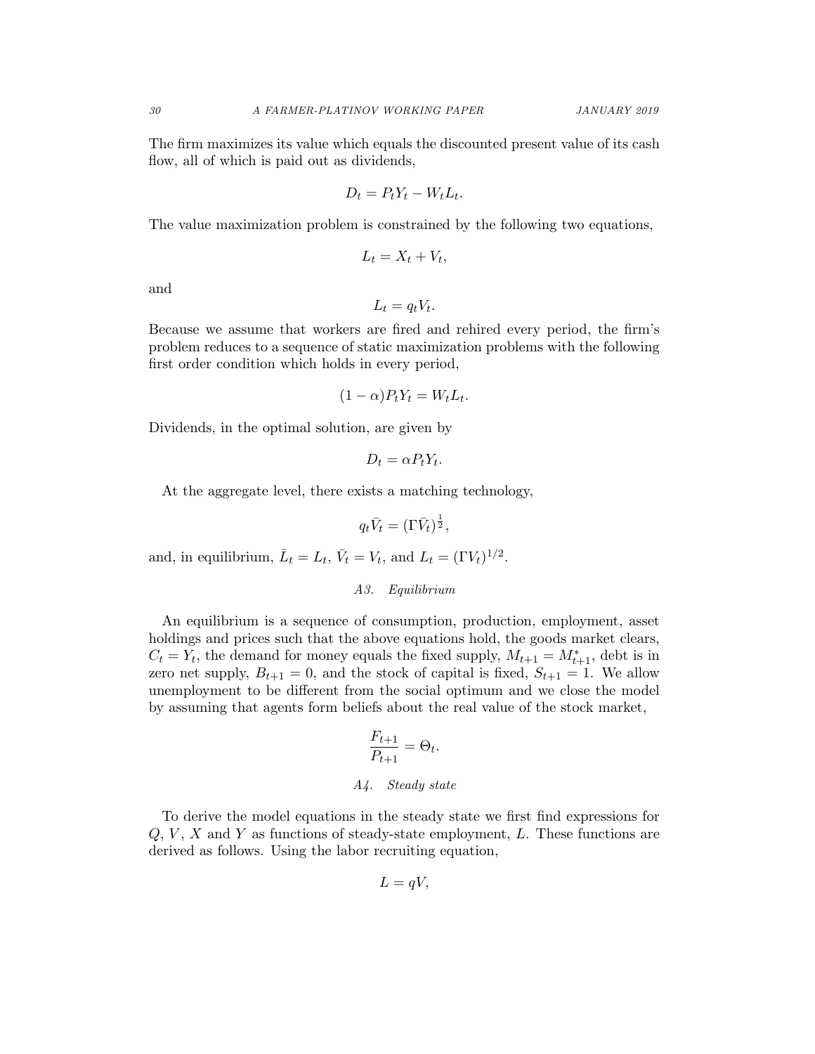The firm maximizes its value which equals the discounted present value of its cash flow, all of which is paid out as dividends,

$$D_t = P_t Y_t - W_t L_t.$$

The value maximization problem is constrained by the following two equations,

$$L_t = X_t + V_t,$$

and

$$L_t = q_t V_t.$$

Because we assume that workers are fired and rehired every period, the firm's problem reduces to a sequence of static maximization problems with the following first order condition which holds in every period,

$$(1-\alpha) P_t Y_t = W_t L_t.$$

Dividends, in the optimal solution, are given by

$$D_t = \alpha P_t Y_t.$$

At the aggregate level, there exists a matching technology,

$$q_t \bar{V}_t = (\Gamma \bar{V}_t)^{\frac{1}{2}},$$

and, in equilibrium, $\bar{L}_t = L_t$, $\bar{V}_t = V_t$, and $L_t = (\Gamma V_t)^{1/2}$.

### *A3. Equilibrium*

An equilibrium is a sequence of consumption, production, employment, asset holdings and prices such that the above equations hold, the goods market clears, $C_t = Y_t$, the demand for money equals the fixed supply, $M_{t+1} = M^*_{t+1}$, debt is in zero net supply, $B_{t+1} = 0$, and the stock of capital is fixed, $S_{t+1} = 1$. We allow unemployment to be different from the social optimum and we close the model by assuming that agents form beliefs about the real value of the stock market,

$$\frac{F_{t+1}}{P_{t+1}} = \Theta_t.$$

### *A4. Steady state*

To derive the model equations in the steady state we first find expressions for $Q$, $V$, $X$ and $Y$ as functions of steady-state employment, $L$. These functions are derived as follows. Using the labor recruiting equation,

$$L = qV,$$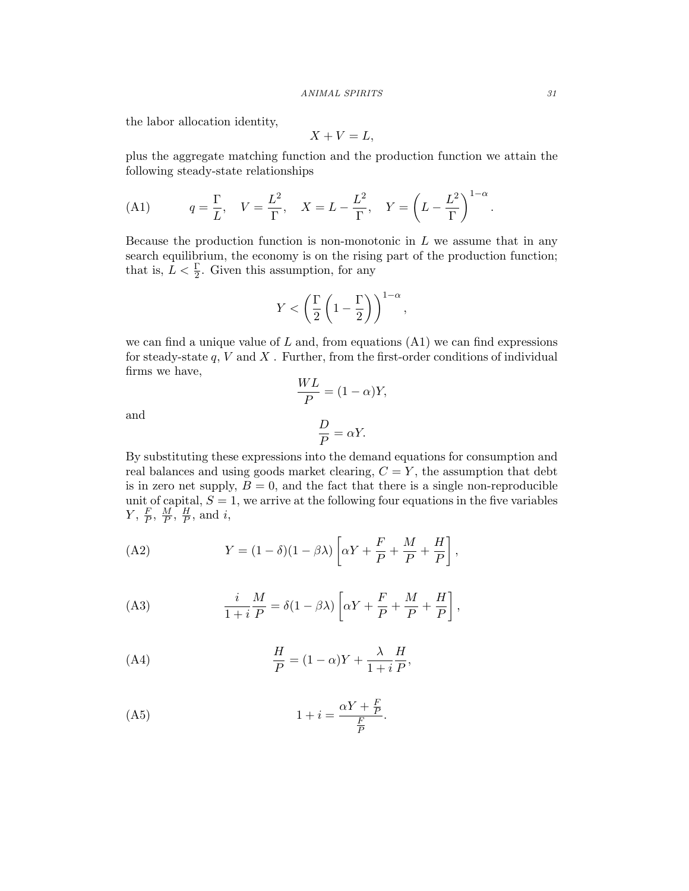the labor allocation identity,

$$X + V = L,$$

plus the aggregate matching function and the production function we attain the following steady-state relationships

$$\text{(A1)} \qquad q = \frac{\Gamma}{L}, \quad V = \frac{L^2}{\Gamma}, \quad X = L - \frac{L^2}{\Gamma}, \quad Y = \left(L - \frac{L^2}{\Gamma}\right)^{1-\alpha}.$$

Because the production function is non-monotonic in $L$ we assume that in any search equilibrium, the economy is on the rising part of the production function; that is, $L < \frac{\Gamma}{2}$. Given this assumption, for any

$$Y < \left(\frac{\Gamma}{2}\left(1 - \frac{\Gamma}{2}\right)\right)^{1-\alpha},$$

we can find a unique value of $L$ and, from equations (A1) we can find expressions for steady-state $q$, $V$ and $X$ . Further, from the first-order conditions of individual firms we have,

$$\frac{WL}{P} = (1-\alpha)Y,$$

and

$$\frac{D}{P} = \alpha Y.$$

By substituting these expressions into the demand equations for consumption and real balances and using goods market clearing, $C = Y$, the assumption that debt is in zero net supply, $B = 0$, and the fact that there is a single non-reproducible unit of capital, $S = 1$, we arrive at the following four equations in the five variables $Y$, $\frac{F}{P}$, $\frac{M}{P}$, $\frac{H}{P}$, and $i$,

$$\text{(A2)} \qquad Y = (1-\delta)(1-\beta\lambda)\left[\alpha Y + \frac{F}{P} + \frac{M}{P} + \frac{H}{P}\right],$$

$$\text{(A3)} \qquad \frac{i}{1+i}\frac{M}{P} = \delta(1-\beta\lambda)\left[\alpha Y + \frac{F}{P} + \frac{M}{P} + \frac{H}{P}\right],$$

$$\text{(A4)} \qquad \frac{H}{P} = (1-\alpha)Y + \frac{\lambda}{1+i}\frac{H}{P},$$

$$\text{(A5)} \qquad 1 + i = \frac{\alpha Y + \frac{F}{P}}{\frac{F}{P}}.$$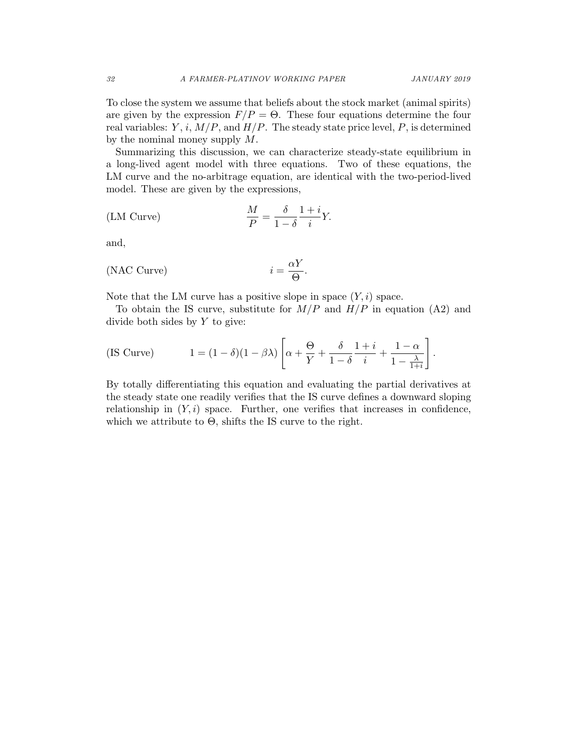To close the system we assume that beliefs about the stock market (animal spirits) are given by the expression $F/P = \Theta$. These four equations determine the four real variables: $Y$, $i$, $M/P$, and $H/P$. The steady state price level, $P$, is determined by the nominal money supply $M$.

Summarizing this discussion, we can characterize steady-state equilibrium in a long-lived agent model with three equations. Two of these equations, the LM curve and the no-arbitrage equation, are identical with the two-period-lived model. These are given by the expressions,

(LM Curve)
$$\frac{M}{P} = \frac{\delta}{1-\delta}\frac{1+i}{i}Y.$$

and,

(NAC Curve)
$$i = \frac{\alpha Y}{\Theta}.$$

Note that the LM curve has a positive slope in space $(Y, i)$ space.

To obtain the IS curve, substitute for $M/P$ and $H/P$ in equation (A2) and divide both sides by $Y$ to give:

(IS Curve)
$$1 = (1-\delta)(1-\beta\lambda)\left[\alpha + \frac{\Theta}{Y} + \frac{\delta}{1-\delta}\frac{1+i}{i} + \frac{1-\alpha}{1-\frac{\lambda}{1+i}}\right].$$

By totally differentiating this equation and evaluating the partial derivatives at the steady state one readily verifies that the IS curve defines a downward sloping relationship in $(Y, i)$ space. Further, one verifies that increases in confidence, which we attribute to $\Theta$, shifts the IS curve to the right.